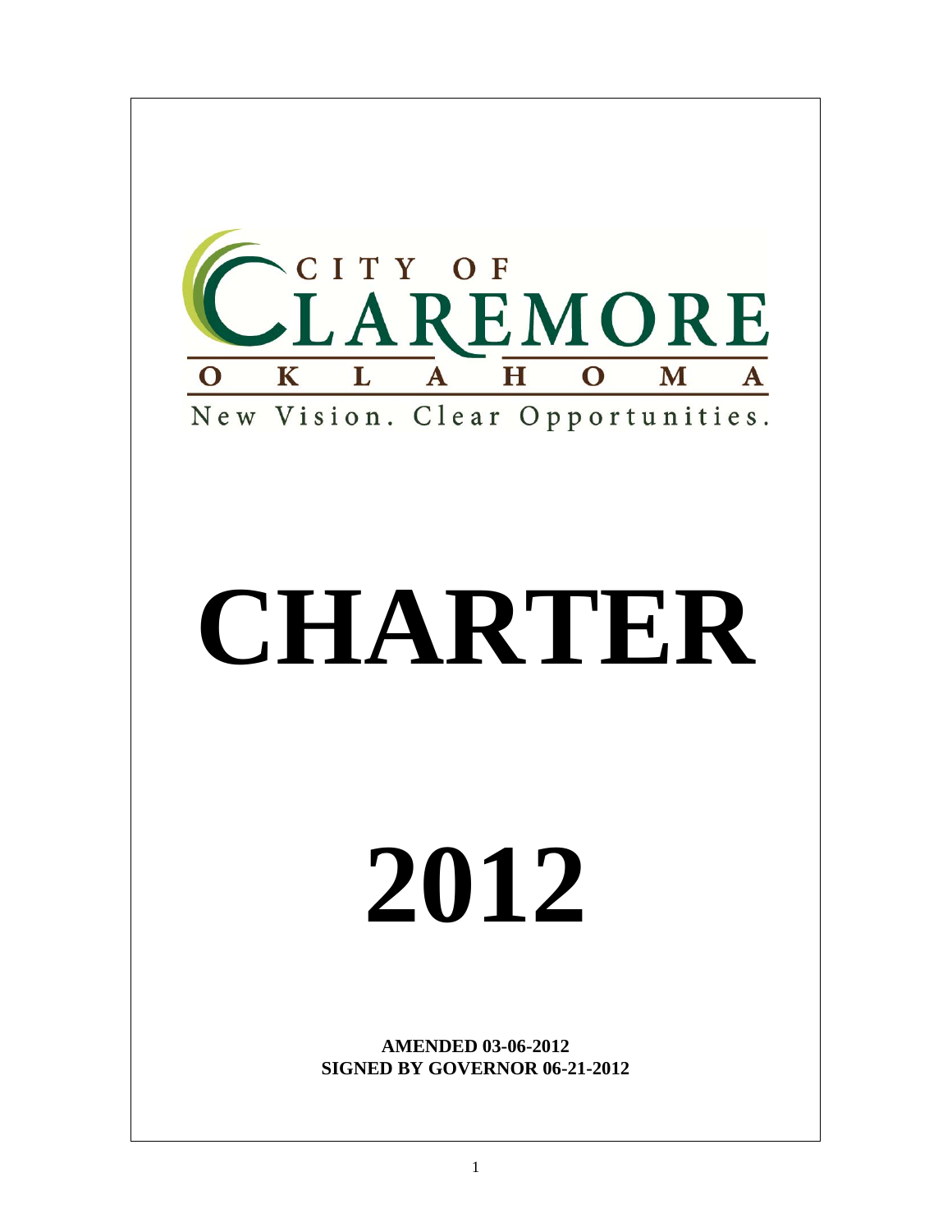CITY OF

CLAREMORE

OKLAHOMA

New Vision. Clear Opportunities.

# CHARTER

# 2012

**AMENDED 03-06-2012**
**SIGNED BY GOVERNOR 06-21-2012**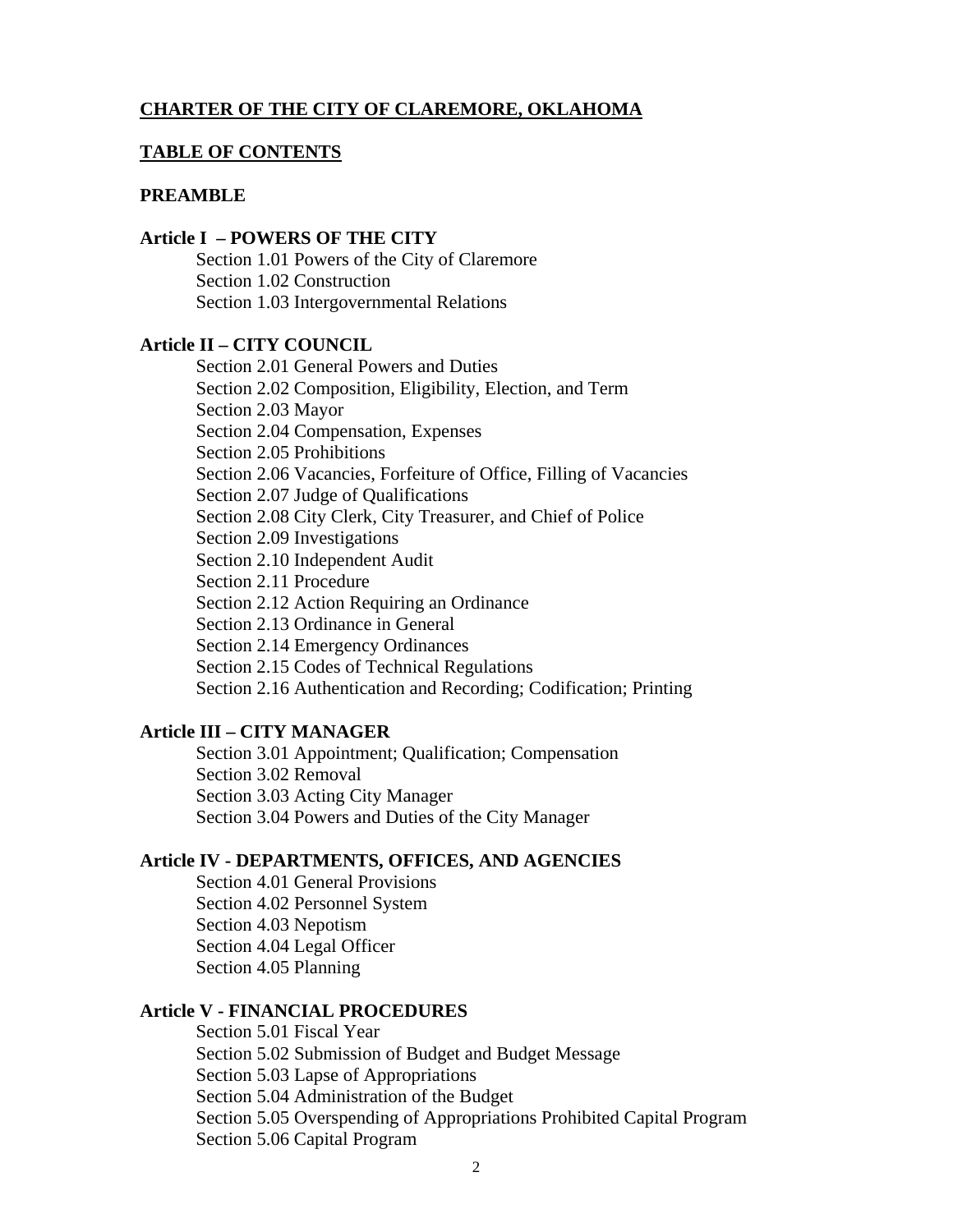# CHARTER OF THE CITY OF CLAREMORE, OKLAHOMA

## TABLE OF CONTENTS

**PREAMBLE**

**Article I – POWERS OF THE CITY**

- Section 1.01 Powers of the City of Claremore
- Section 1.02 Construction
- Section 1.03 Intergovernmental Relations

**Article II – CITY COUNCIL**

- Section 2.01 General Powers and Duties
- Section 2.02 Composition, Eligibility, Election, and Term
- Section 2.03 Mayor
- Section 2.04 Compensation, Expenses
- Section 2.05 Prohibitions
- Section 2.06 Vacancies, Forfeiture of Office, Filling of Vacancies
- Section 2.07 Judge of Qualifications
- Section 2.08 City Clerk, City Treasurer, and Chief of Police
- Section 2.09 Investigations
- Section 2.10 Independent Audit
- Section 2.11 Procedure
- Section 2.12 Action Requiring an Ordinance
- Section 2.13 Ordinance in General
- Section 2.14 Emergency Ordinances
- Section 2.15 Codes of Technical Regulations
- Section 2.16 Authentication and Recording; Codification; Printing

**Article III – CITY MANAGER**

- Section 3.01 Appointment; Qualification; Compensation
- Section 3.02 Removal
- Section 3.03 Acting City Manager
- Section 3.04 Powers and Duties of the City Manager

**Article IV - DEPARTMENTS, OFFICES, AND AGENCIES**

- Section 4.01 General Provisions
- Section 4.02 Personnel System
- Section 4.03 Nepotism
- Section 4.04 Legal Officer
- Section 4.05 Planning

**Article V - FINANCIAL PROCEDURES**

- Section 5.01 Fiscal Year
- Section 5.02 Submission of Budget and Budget Message
- Section 5.03 Lapse of Appropriations
- Section 5.04 Administration of the Budget
- Section 5.05 Overspending of Appropriations Prohibited Capital Program
- Section 5.06 Capital Program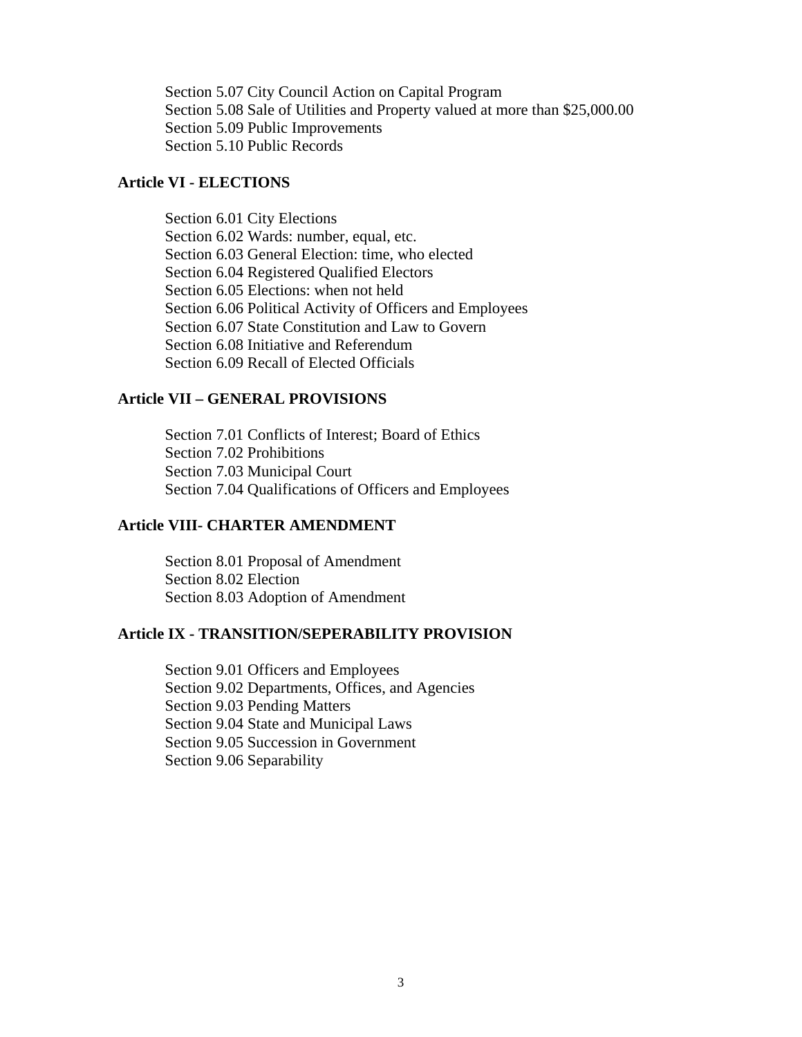Section 5.07 City Council Action on Capital Program
Section 5.08 Sale of Utilities and Property valued at more than $25,000.00
Section 5.09 Public Improvements
Section 5.10 Public Records

**Article VI - ELECTIONS**

Section 6.01 City Elections
Section 6.02 Wards: number, equal, etc.
Section 6.03 General Election: time, who elected
Section 6.04 Registered Qualified Electors
Section 6.05 Elections: when not held
Section 6.06 Political Activity of Officers and Employees
Section 6.07 State Constitution and Law to Govern
Section 6.08 Initiative and Referendum
Section 6.09 Recall of Elected Officials

**Article VII – GENERAL PROVISIONS**

Section 7.01 Conflicts of Interest; Board of Ethics
Section 7.02 Prohibitions
Section 7.03 Municipal Court
Section 7.04 Qualifications of Officers and Employees

**Article VIII- CHARTER AMENDMENT**

Section 8.01 Proposal of Amendment
Section 8.02 Election
Section 8.03 Adoption of Amendment

**Article IX - TRANSITION/SEPERABILITY PROVISION**

Section 9.01 Officers and Employees
Section 9.02 Departments, Offices, and Agencies
Section 9.03 Pending Matters
Section 9.04 State and Municipal Laws
Section 9.05 Succession in Government
Section 9.06 Separability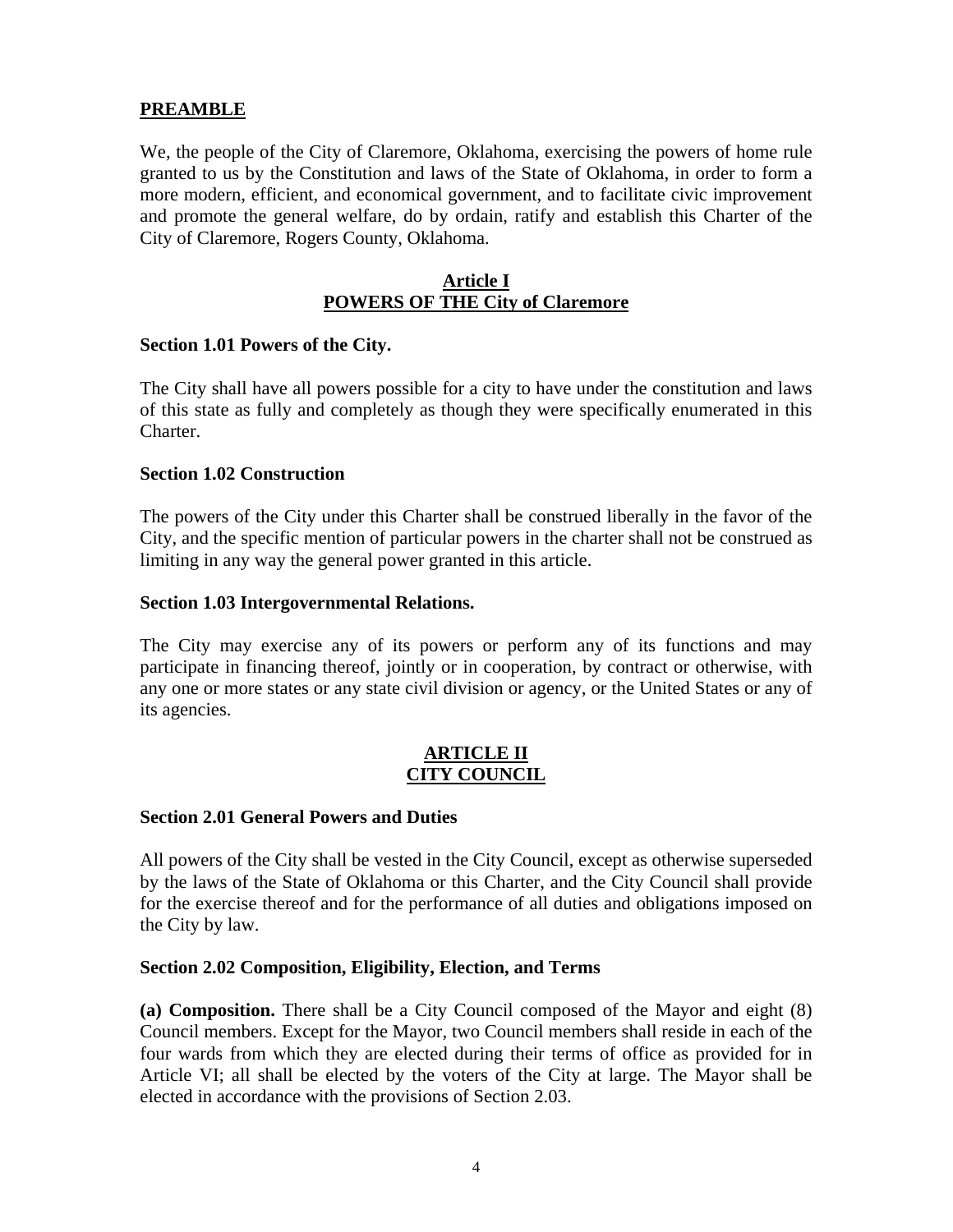## PREAMBLE

We, the people of the City of Claremore, Oklahoma, exercising the powers of home rule granted to us by the Constitution and laws of the State of Oklahoma, in order to form a more modern, efficient, and economical government, and to facilitate civic improvement and promote the general welfare, do by ordain, ratify and establish this Charter of the City of Claremore, Rogers County, Oklahoma.

## Article I
## POWERS OF THE City of Claremore

### Section 1.01 Powers of the City.

The City shall have all powers possible for a city to have under the constitution and laws of this state as fully and completely as though they were specifically enumerated in this Charter.

### Section 1.02 Construction

The powers of the City under this Charter shall be construed liberally in the favor of the City, and the specific mention of particular powers in the charter shall not be construed as limiting in any way the general power granted in this article.

### Section 1.03 Intergovernmental Relations.

The City may exercise any of its powers or perform any of its functions and may participate in financing thereof, jointly or in cooperation, by contract or otherwise, with any one or more states or any state civil division or agency, or the United States or any of its agencies.

## ARTICLE II
## CITY COUNCIL

### Section 2.01 General Powers and Duties

All powers of the City shall be vested in the City Council, except as otherwise superseded by the laws of the State of Oklahoma or this Charter, and the City Council shall provide for the exercise thereof and for the performance of all duties and obligations imposed on the City by law.

### Section 2.02 Composition, Eligibility, Election, and Terms

**(a) Composition.** There shall be a City Council composed of the Mayor and eight (8) Council members. Except for the Mayor, two Council members shall reside in each of the four wards from which they are elected during their terms of office as provided for in Article VI; all shall be elected by the voters of the City at large. The Mayor shall be elected in accordance with the provisions of Section 2.03.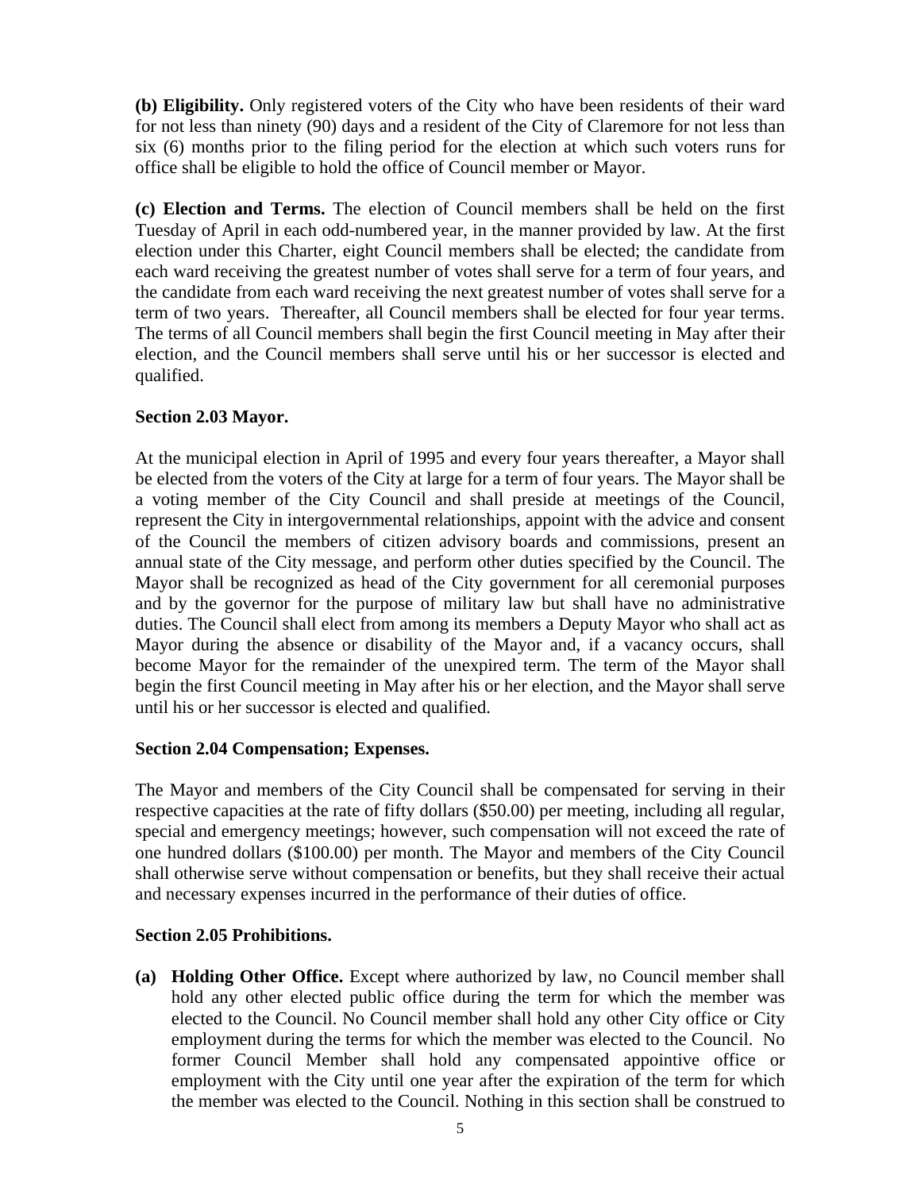**(b) Eligibility.** Only registered voters of the City who have been residents of their ward for not less than ninety (90) days and a resident of the City of Claremore for not less than six (6) months prior to the filing period for the election at which such voters runs for office shall be eligible to hold the office of Council member or Mayor.

**(c) Election and Terms.** The election of Council members shall be held on the first Tuesday of April in each odd-numbered year, in the manner provided by law. At the first election under this Charter, eight Council members shall be elected; the candidate from each ward receiving the greatest number of votes shall serve for a term of four years, and the candidate from each ward receiving the next greatest number of votes shall serve for a term of two years. Thereafter, all Council members shall be elected for four year terms. The terms of all Council members shall begin the first Council meeting in May after their election, and the Council members shall serve until his or her successor is elected and qualified.

### Section 2.03 Mayor.

At the municipal election in April of 1995 and every four years thereafter, a Mayor shall be elected from the voters of the City at large for a term of four years. The Mayor shall be a voting member of the City Council and shall preside at meetings of the Council, represent the City in intergovernmental relationships, appoint with the advice and consent of the Council the members of citizen advisory boards and commissions, present an annual state of the City message, and perform other duties specified by the Council. The Mayor shall be recognized as head of the City government for all ceremonial purposes and by the governor for the purpose of military law but shall have no administrative duties. The Council shall elect from among its members a Deputy Mayor who shall act as Mayor during the absence or disability of the Mayor and, if a vacancy occurs, shall become Mayor for the remainder of the unexpired term. The term of the Mayor shall begin the first Council meeting in May after his or her election, and the Mayor shall serve until his or her successor is elected and qualified.

### Section 2.04 Compensation; Expenses.

The Mayor and members of the City Council shall be compensated for serving in their respective capacities at the rate of fifty dollars ($50.00) per meeting, including all regular, special and emergency meetings; however, such compensation will not exceed the rate of one hundred dollars ($100.00) per month. The Mayor and members of the City Council shall otherwise serve without compensation or benefits, but they shall receive their actual and necessary expenses incurred in the performance of their duties of office.

### Section 2.05 Prohibitions.

**(a) Holding Other Office.** Except where authorized by law, no Council member shall hold any other elected public office during the term for which the member was elected to the Council. No Council member shall hold any other City office or City employment during the terms for which the member was elected to the Council. No former Council Member shall hold any compensated appointive office or employment with the City until one year after the expiration of the term for which the member was elected to the Council. Nothing in this section shall be construed to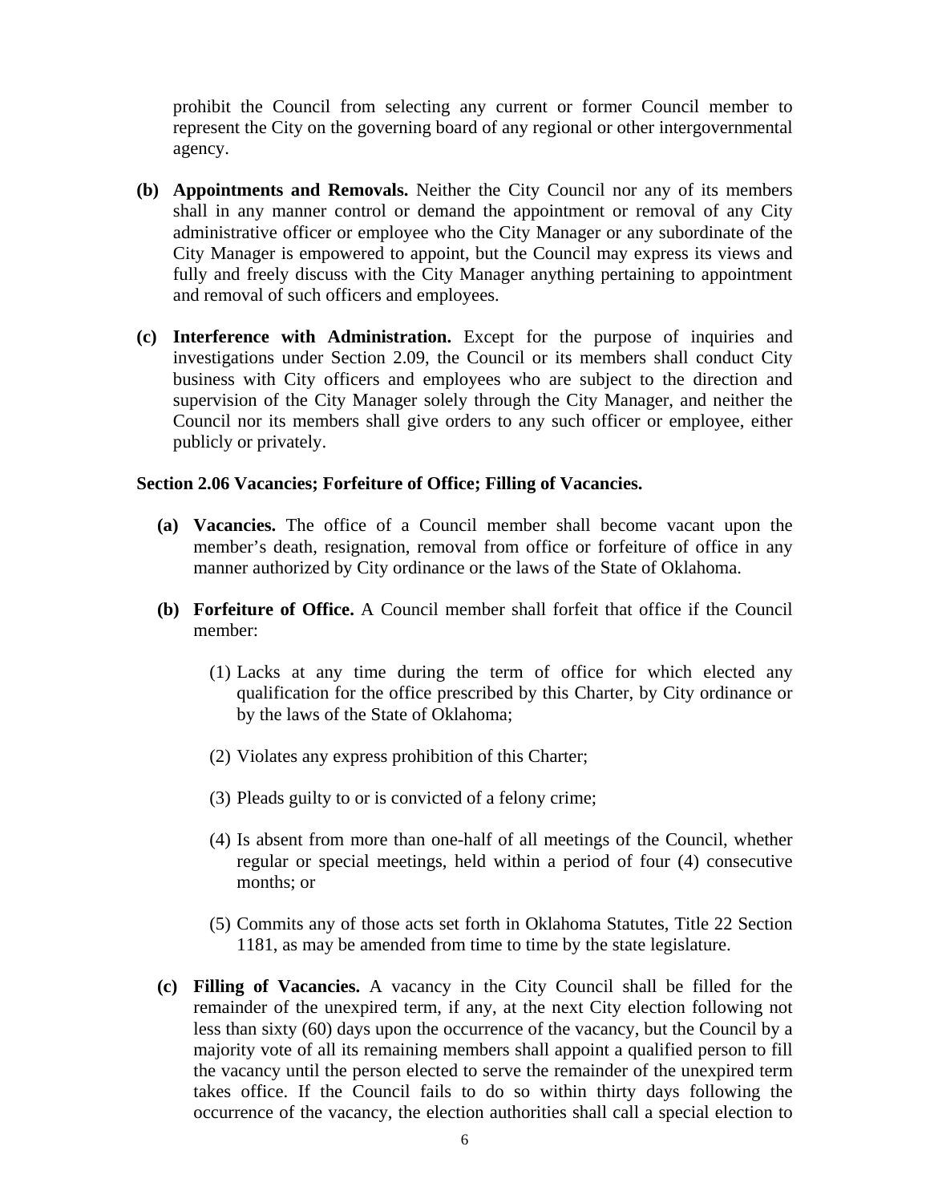prohibit the Council from selecting any current or former Council member to represent the City on the governing board of any regional or other intergovernmental agency.

**(b) Appointments and Removals.** Neither the City Council nor any of its members shall in any manner control or demand the appointment or removal of any City administrative officer or employee who the City Manager or any subordinate of the City Manager is empowered to appoint, but the Council may express its views and fully and freely discuss with the City Manager anything pertaining to appointment and removal of such officers and employees.

**(c) Interference with Administration.** Except for the purpose of inquiries and investigations under Section 2.09, the Council or its members shall conduct City business with City officers and employees who are subject to the direction and supervision of the City Manager solely through the City Manager, and neither the Council nor its members shall give orders to any such officer or employee, either publicly or privately.

**Section 2.06 Vacancies; Forfeiture of Office; Filling of Vacancies.**

**(a) Vacancies.** The office of a Council member shall become vacant upon the member's death, resignation, removal from office or forfeiture of office in any manner authorized by City ordinance or the laws of the State of Oklahoma.

**(b) Forfeiture of Office.** A Council member shall forfeit that office if the Council member:

(1) Lacks at any time during the term of office for which elected any qualification for the office prescribed by this Charter, by City ordinance or by the laws of the State of Oklahoma;

(2) Violates any express prohibition of this Charter;

(3) Pleads guilty to or is convicted of a felony crime;

(4) Is absent from more than one-half of all meetings of the Council, whether regular or special meetings, held within a period of four (4) consecutive months; or

(5) Commits any of those acts set forth in Oklahoma Statutes, Title 22 Section 1181, as may be amended from time to time by the state legislature.

**(c) Filling of Vacancies.** A vacancy in the City Council shall be filled for the remainder of the unexpired term, if any, at the next City election following not less than sixty (60) days upon the occurrence of the vacancy, but the Council by a majority vote of all its remaining members shall appoint a qualified person to fill the vacancy until the person elected to serve the remainder of the unexpired term takes office. If the Council fails to do so within thirty days following the occurrence of the vacancy, the election authorities shall call a special election to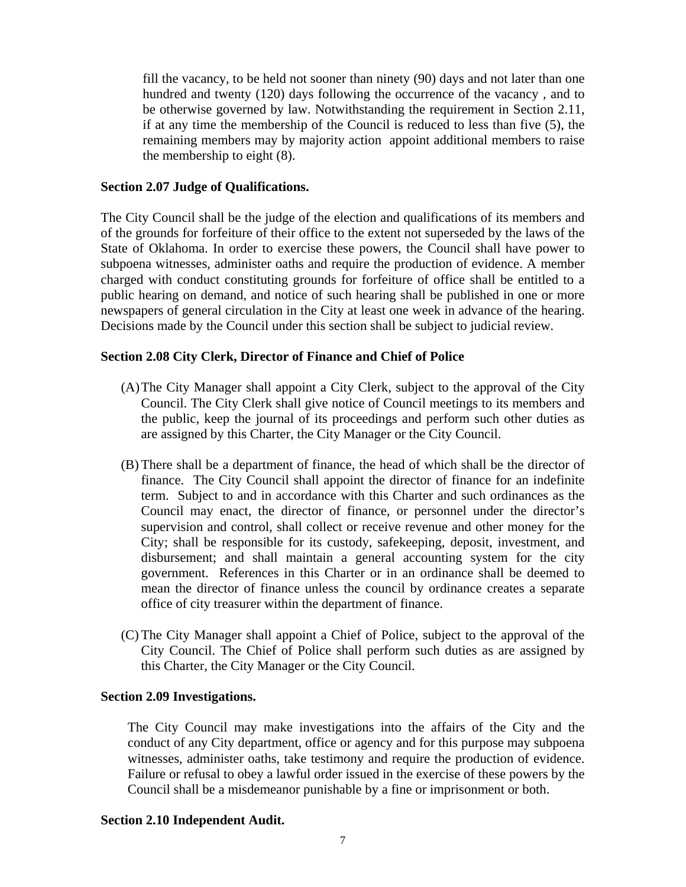fill the vacancy, to be held not sooner than ninety (90) days and not later than one hundred and twenty (120) days following the occurrence of the vacancy , and to be otherwise governed by law. Notwithstanding the requirement in Section 2.11, if at any time the membership of the Council is reduced to less than five (5), the remaining members may by majority action appoint additional members to raise the membership to eight (8).

**Section 2.07 Judge of Qualifications.**

The City Council shall be the judge of the election and qualifications of its members and of the grounds for forfeiture of their office to the extent not superseded by the laws of the State of Oklahoma. In order to exercise these powers, the Council shall have power to subpoena witnesses, administer oaths and require the production of evidence. A member charged with conduct constituting grounds for forfeiture of office shall be entitled to a public hearing on demand, and notice of such hearing shall be published in one or more newspapers of general circulation in the City at least one week in advance of the hearing. Decisions made by the Council under this section shall be subject to judicial review.

**Section 2.08 City Clerk, Director of Finance and Chief of Police**

(A) The City Manager shall appoint a City Clerk, subject to the approval of the City Council. The City Clerk shall give notice of Council meetings to its members and the public, keep the journal of its proceedings and perform such other duties as are assigned by this Charter, the City Manager or the City Council.

(B) There shall be a department of finance, the head of which shall be the director of finance. The City Council shall appoint the director of finance for an indefinite term. Subject to and in accordance with this Charter and such ordinances as the Council may enact, the director of finance, or personnel under the director's supervision and control, shall collect or receive revenue and other money for the City; shall be responsible for its custody, safekeeping, deposit, investment, and disbursement; and shall maintain a general accounting system for the city government. References in this Charter or in an ordinance shall be deemed to mean the director of finance unless the council by ordinance creates a separate office of city treasurer within the department of finance.

(C) The City Manager shall appoint a Chief of Police, subject to the approval of the City Council. The Chief of Police shall perform such duties as are assigned by this Charter, the City Manager or the City Council.

**Section 2.09 Investigations.**

The City Council may make investigations into the affairs of the City and the conduct of any City department, office or agency and for this purpose may subpoena witnesses, administer oaths, take testimony and require the production of evidence. Failure or refusal to obey a lawful order issued in the exercise of these powers by the Council shall be a misdemeanor punishable by a fine or imprisonment or both.

**Section 2.10 Independent Audit.**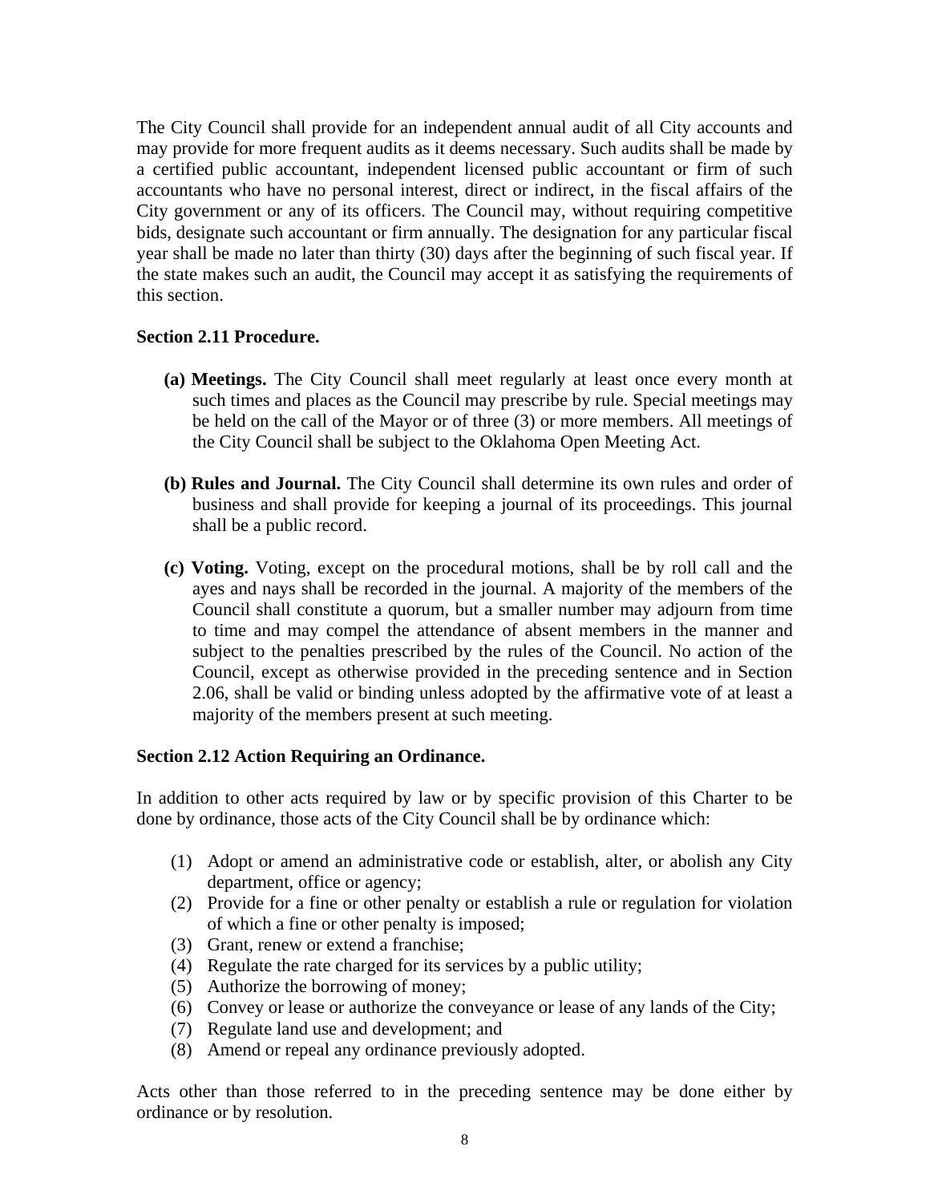The City Council shall provide for an independent annual audit of all City accounts and may provide for more frequent audits as it deems necessary. Such audits shall be made by a certified public accountant, independent licensed public accountant or firm of such accountants who have no personal interest, direct or indirect, in the fiscal affairs of the City government or any of its officers. The Council may, without requiring competitive bids, designate such accountant or firm annually. The designation for any particular fiscal year shall be made no later than thirty (30) days after the beginning of such fiscal year. If the state makes such an audit, the Council may accept it as satisfying the requirements of this section.

**Section 2.11 Procedure.**

**(a) Meetings.** The City Council shall meet regularly at least once every month at such times and places as the Council may prescribe by rule. Special meetings may be held on the call of the Mayor or of three (3) or more members. All meetings of the City Council shall be subject to the Oklahoma Open Meeting Act.

**(b) Rules and Journal.** The City Council shall determine its own rules and order of business and shall provide for keeping a journal of its proceedings. This journal shall be a public record.

**(c) Voting.** Voting, except on the procedural motions, shall be by roll call and the ayes and nays shall be recorded in the journal. A majority of the members of the Council shall constitute a quorum, but a smaller number may adjourn from time to time and may compel the attendance of absent members in the manner and subject to the penalties prescribed by the rules of the Council. No action of the Council, except as otherwise provided in the preceding sentence and in Section 2.06, shall be valid or binding unless adopted by the affirmative vote of at least a majority of the members present at such meeting.

**Section 2.12 Action Requiring an Ordinance.**

In addition to other acts required by law or by specific provision of this Charter to be done by ordinance, those acts of the City Council shall be by ordinance which:

(1) Adopt or amend an administrative code or establish, alter, or abolish any City department, office or agency;
(2) Provide for a fine or other penalty or establish a rule or regulation for violation of which a fine or other penalty is imposed;
(3) Grant, renew or extend a franchise;
(4) Regulate the rate charged for its services by a public utility;
(5) Authorize the borrowing of money;
(6) Convey or lease or authorize the conveyance or lease of any lands of the City;
(7) Regulate land use and development; and
(8) Amend or repeal any ordinance previously adopted.

Acts other than those referred to in the preceding sentence may be done either by ordinance or by resolution.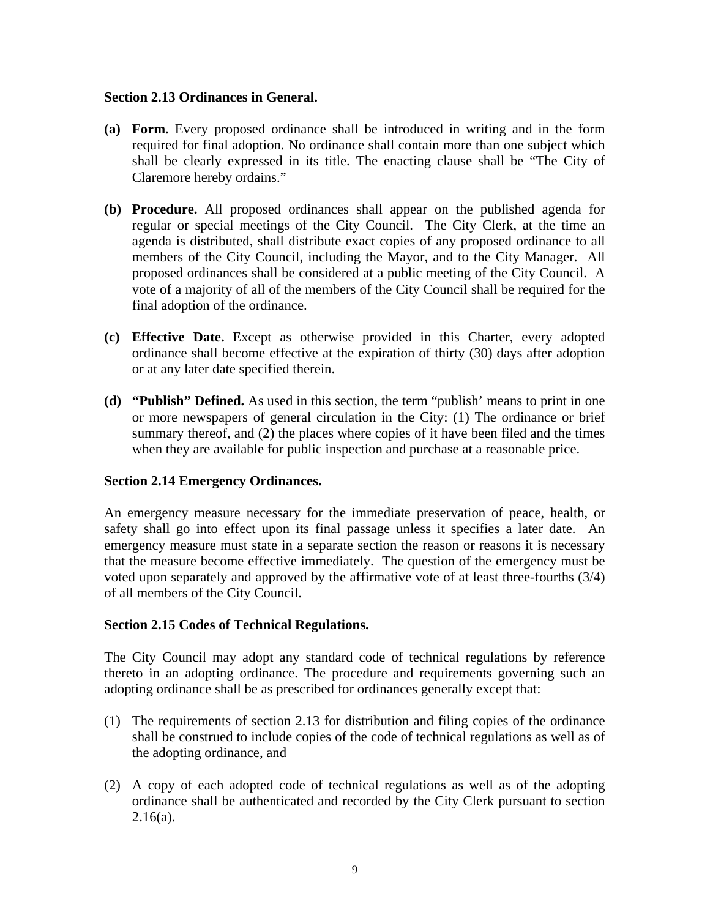**Section 2.13 Ordinances in General.**

**(a) Form.** Every proposed ordinance shall be introduced in writing and in the form required for final adoption. No ordinance shall contain more than one subject which shall be clearly expressed in its title. The enacting clause shall be "The City of Claremore hereby ordains."

**(b) Procedure.** All proposed ordinances shall appear on the published agenda for regular or special meetings of the City Council. The City Clerk, at the time an agenda is distributed, shall distribute exact copies of any proposed ordinance to all members of the City Council, including the Mayor, and to the City Manager. All proposed ordinances shall be considered at a public meeting of the City Council. A vote of a majority of all of the members of the City Council shall be required for the final adoption of the ordinance.

**(c) Effective Date.** Except as otherwise provided in this Charter, every adopted ordinance shall become effective at the expiration of thirty (30) days after adoption or at any later date specified therein.

**(d) "Publish" Defined.** As used in this section, the term "publish' means to print in one or more newspapers of general circulation in the City: (1) The ordinance or brief summary thereof, and (2) the places where copies of it have been filed and the times when they are available for public inspection and purchase at a reasonable price.

**Section 2.14 Emergency Ordinances.**

An emergency measure necessary for the immediate preservation of peace, health, or safety shall go into effect upon its final passage unless it specifies a later date. An emergency measure must state in a separate section the reason or reasons it is necessary that the measure become effective immediately. The question of the emergency must be voted upon separately and approved by the affirmative vote of at least three-fourths (3/4) of all members of the City Council.

**Section 2.15 Codes of Technical Regulations.**

The City Council may adopt any standard code of technical regulations by reference thereto in an adopting ordinance. The procedure and requirements governing such an adopting ordinance shall be as prescribed for ordinances generally except that:

(1) The requirements of section 2.13 for distribution and filing copies of the ordinance shall be construed to include copies of the code of technical regulations as well as of the adopting ordinance, and

(2) A copy of each adopted code of technical regulations as well as of the adopting ordinance shall be authenticated and recorded by the City Clerk pursuant to section 2.16(a).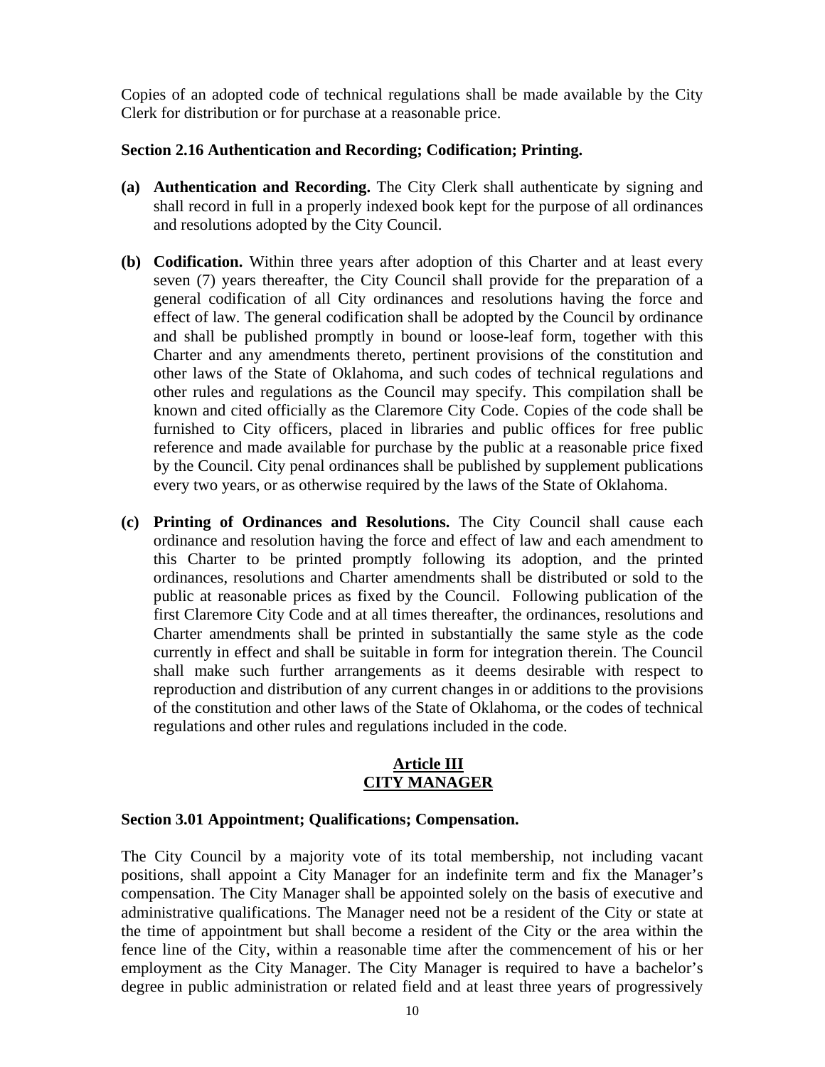Copies of an adopted code of technical regulations shall be made available by the City Clerk for distribution or for purchase at a reasonable price.

**Section 2.16 Authentication and Recording; Codification; Printing.**

**(a) Authentication and Recording.** The City Clerk shall authenticate by signing and shall record in full in a properly indexed book kept for the purpose of all ordinances and resolutions adopted by the City Council.

**(b) Codification.** Within three years after adoption of this Charter and at least every seven (7) years thereafter, the City Council shall provide for the preparation of a general codification of all City ordinances and resolutions having the force and effect of law. The general codification shall be adopted by the Council by ordinance and shall be published promptly in bound or loose-leaf form, together with this Charter and any amendments thereto, pertinent provisions of the constitution and other laws of the State of Oklahoma, and such codes of technical regulations and other rules and regulations as the Council may specify. This compilation shall be known and cited officially as the Claremore City Code. Copies of the code shall be furnished to City officers, placed in libraries and public offices for free public reference and made available for purchase by the public at a reasonable price fixed by the Council. City penal ordinances shall be published by supplement publications every two years, or as otherwise required by the laws of the State of Oklahoma.

**(c) Printing of Ordinances and Resolutions.** The City Council shall cause each ordinance and resolution having the force and effect of law and each amendment to this Charter to be printed promptly following its adoption, and the printed ordinances, resolutions and Charter amendments shall be distributed or sold to the public at reasonable prices as fixed by the Council. Following publication of the first Claremore City Code and at all times thereafter, the ordinances, resolutions and Charter amendments shall be printed in substantially the same style as the code currently in effect and shall be suitable in form for integration therein. The Council shall make such further arrangements as it deems desirable with respect to reproduction and distribution of any current changes in or additions to the provisions of the constitution and other laws of the State of Oklahoma, or the codes of technical regulations and other rules and regulations included in the code.

## Article III
## CITY MANAGER

**Section 3.01 Appointment; Qualifications; Compensation.**

The City Council by a majority vote of its total membership, not including vacant positions, shall appoint a City Manager for an indefinite term and fix the Manager's compensation. The City Manager shall be appointed solely on the basis of executive and administrative qualifications. The Manager need not be a resident of the City or state at the time of appointment but shall become a resident of the City or the area within the fence line of the City, within a reasonable time after the commencement of his or her employment as the City Manager. The City Manager is required to have a bachelor's degree in public administration or related field and at least three years of progressively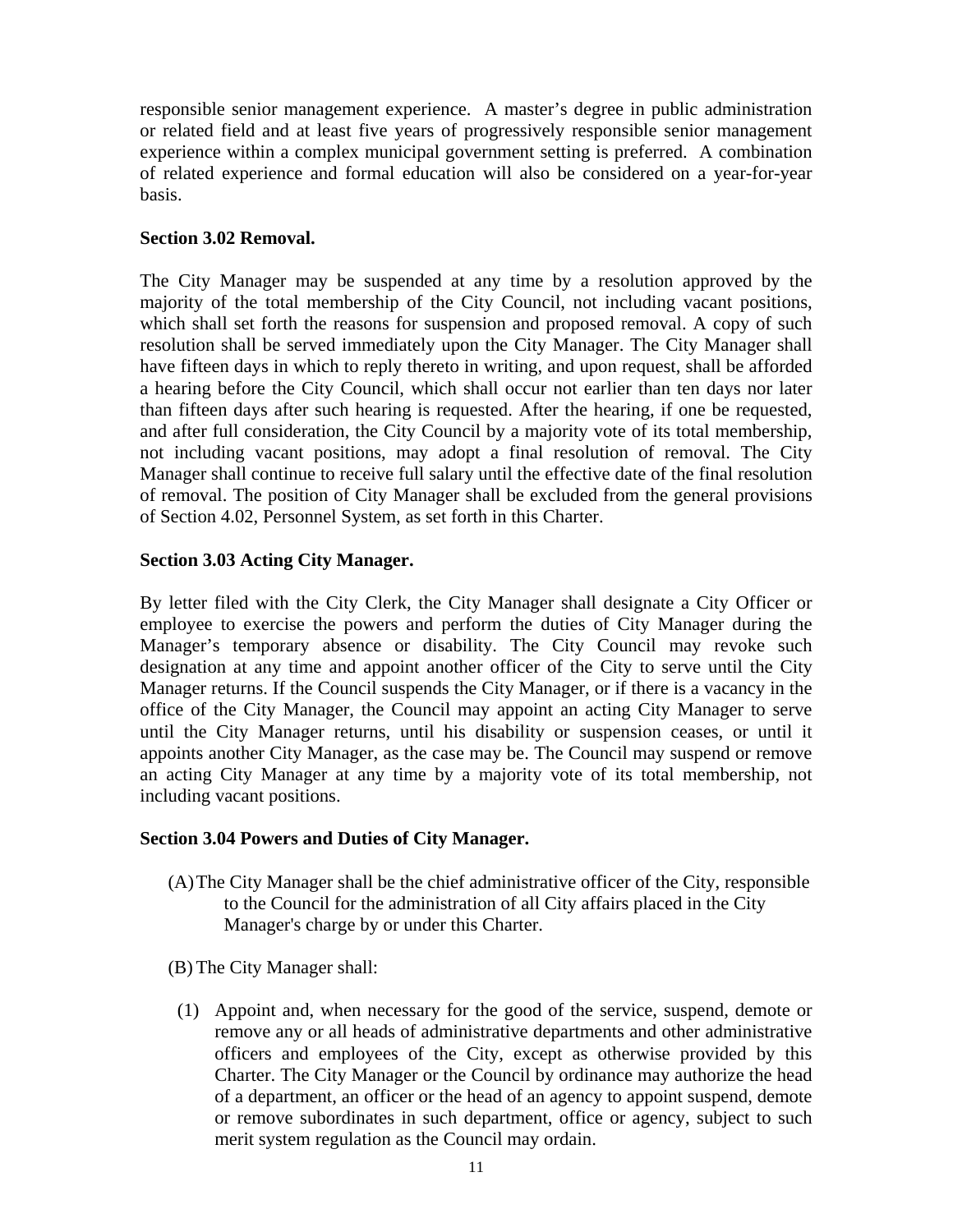responsible senior management experience. A master's degree in public administration or related field and at least five years of progressively responsible senior management experience within a complex municipal government setting is preferred. A combination of related experience and formal education will also be considered on a year-for-year basis.

**Section 3.02 Removal.**

The City Manager may be suspended at any time by a resolution approved by the majority of the total membership of the City Council, not including vacant positions, which shall set forth the reasons for suspension and proposed removal. A copy of such resolution shall be served immediately upon the City Manager. The City Manager shall have fifteen days in which to reply thereto in writing, and upon request, shall be afforded a hearing before the City Council, which shall occur not earlier than ten days nor later than fifteen days after such hearing is requested. After the hearing, if one be requested, and after full consideration, the City Council by a majority vote of its total membership, not including vacant positions, may adopt a final resolution of removal. The City Manager shall continue to receive full salary until the effective date of the final resolution of removal. The position of City Manager shall be excluded from the general provisions of Section 4.02, Personnel System, as set forth in this Charter.

**Section 3.03 Acting City Manager.**

By letter filed with the City Clerk, the City Manager shall designate a City Officer or employee to exercise the powers and perform the duties of City Manager during the Manager's temporary absence or disability. The City Council may revoke such designation at any time and appoint another officer of the City to serve until the City Manager returns. If the Council suspends the City Manager, or if there is a vacancy in the office of the City Manager, the Council may appoint an acting City Manager to serve until the City Manager returns, until his disability or suspension ceases, or until it appoints another City Manager, as the case may be. The Council may suspend or remove an acting City Manager at any time by a majority vote of its total membership, not including vacant positions.

**Section 3.04 Powers and Duties of City Manager.**

(A) The City Manager shall be the chief administrative officer of the City, responsible to the Council for the administration of all City affairs placed in the City Manager's charge by or under this Charter.

(B) The City Manager shall:

(1) Appoint and, when necessary for the good of the service, suspend, demote or remove any or all heads of administrative departments and other administrative officers and employees of the City, except as otherwise provided by this Charter. The City Manager or the Council by ordinance may authorize the head of a department, an officer or the head of an agency to appoint suspend, demote or remove subordinates in such department, office or agency, subject to such merit system regulation as the Council may ordain.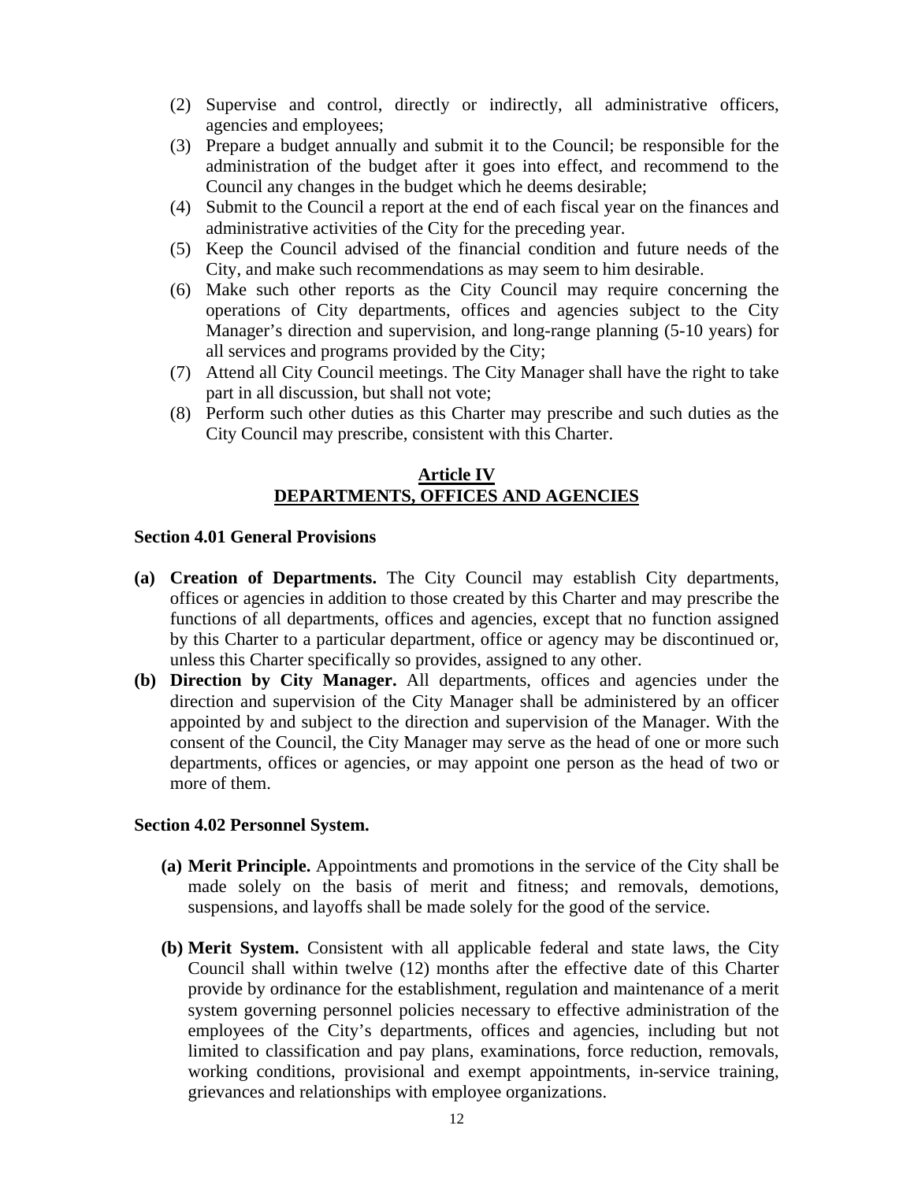(2) Supervise and control, directly or indirectly, all administrative officers, agencies and employees;

(3) Prepare a budget annually and submit it to the Council; be responsible for the administration of the budget after it goes into effect, and recommend to the Council any changes in the budget which he deems desirable;

(4) Submit to the Council a report at the end of each fiscal year on the finances and administrative activities of the City for the preceding year.

(5) Keep the Council advised of the financial condition and future needs of the City, and make such recommendations as may seem to him desirable.

(6) Make such other reports as the City Council may require concerning the operations of City departments, offices and agencies subject to the City Manager's direction and supervision, and long-range planning (5-10 years) for all services and programs provided by the City;

(7) Attend all City Council meetings. The City Manager shall have the right to take part in all discussion, but shall not vote;

(8) Perform such other duties as this Charter may prescribe and such duties as the City Council may prescribe, consistent with this Charter.

## Article IV
## DEPARTMENTS, OFFICES AND AGENCIES

### Section 4.01 General Provisions

**(a) Creation of Departments.** The City Council may establish City departments, offices or agencies in addition to those created by this Charter and may prescribe the functions of all departments, offices and agencies, except that no function assigned by this Charter to a particular department, office or agency may be discontinued or, unless this Charter specifically so provides, assigned to any other.

**(b) Direction by City Manager.** All departments, offices and agencies under the direction and supervision of the City Manager shall be administered by an officer appointed by and subject to the direction and supervision of the Manager. With the consent of the Council, the City Manager may serve as the head of one or more such departments, offices or agencies, or may appoint one person as the head of two or more of them.

### Section 4.02 Personnel System.

**(a) Merit Principle.** Appointments and promotions in the service of the City shall be made solely on the basis of merit and fitness; and removals, demotions, suspensions, and layoffs shall be made solely for the good of the service.

**(b) Merit System.** Consistent with all applicable federal and state laws, the City Council shall within twelve (12) months after the effective date of this Charter provide by ordinance for the establishment, regulation and maintenance of a merit system governing personnel policies necessary to effective administration of the employees of the City's departments, offices and agencies, including but not limited to classification and pay plans, examinations, force reduction, removals, working conditions, provisional and exempt appointments, in-service training, grievances and relationships with employee organizations.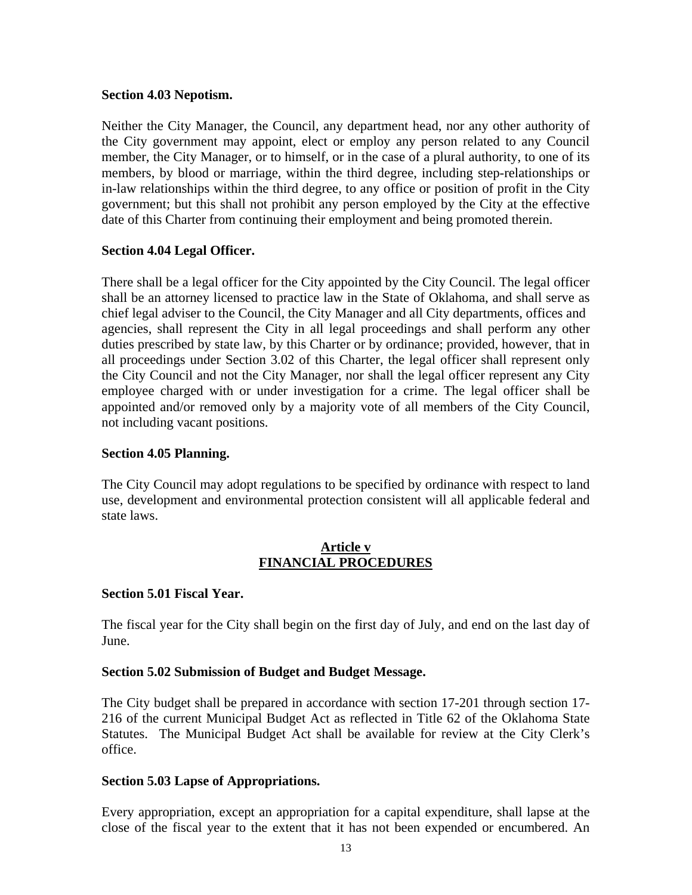**Section 4.03 Nepotism.**

Neither the City Manager, the Council, any department head, nor any other authority of the City government may appoint, elect or employ any person related to any Council member, the City Manager, or to himself, or in the case of a plural authority, to one of its members, by blood or marriage, within the third degree, including step-relationships or in-law relationships within the third degree, to any office or position of profit in the City government; but this shall not prohibit any person employed by the City at the effective date of this Charter from continuing their employment and being promoted therein.

**Section 4.04 Legal Officer.**

There shall be a legal officer for the City appointed by the City Council. The legal officer shall be an attorney licensed to practice law in the State of Oklahoma, and shall serve as chief legal adviser to the Council, the City Manager and all City departments, offices and agencies, shall represent the City in all legal proceedings and shall perform any other duties prescribed by state law, by this Charter or by ordinance; provided, however, that in all proceedings under Section 3.02 of this Charter, the legal officer shall represent only the City Council and not the City Manager, nor shall the legal officer represent any City employee charged with or under investigation for a crime. The legal officer shall be appointed and/or removed only by a majority vote of all members of the City Council, not including vacant positions.

**Section 4.05 Planning.**

The City Council may adopt regulations to be specified by ordinance with respect to land use, development and environmental protection consistent will all applicable federal and state laws.

## Article v
## FINANCIAL PROCEDURES

**Section 5.01 Fiscal Year.**

The fiscal year for the City shall begin on the first day of July, and end on the last day of June.

**Section 5.02 Submission of Budget and Budget Message.**

The City budget shall be prepared in accordance with section 17-201 through section 17-216 of the current Municipal Budget Act as reflected in Title 62 of the Oklahoma State Statutes. The Municipal Budget Act shall be available for review at the City Clerk's office.

**Section 5.03 Lapse of Appropriations.**

Every appropriation, except an appropriation for a capital expenditure, shall lapse at the close of the fiscal year to the extent that it has not been expended or encumbered. An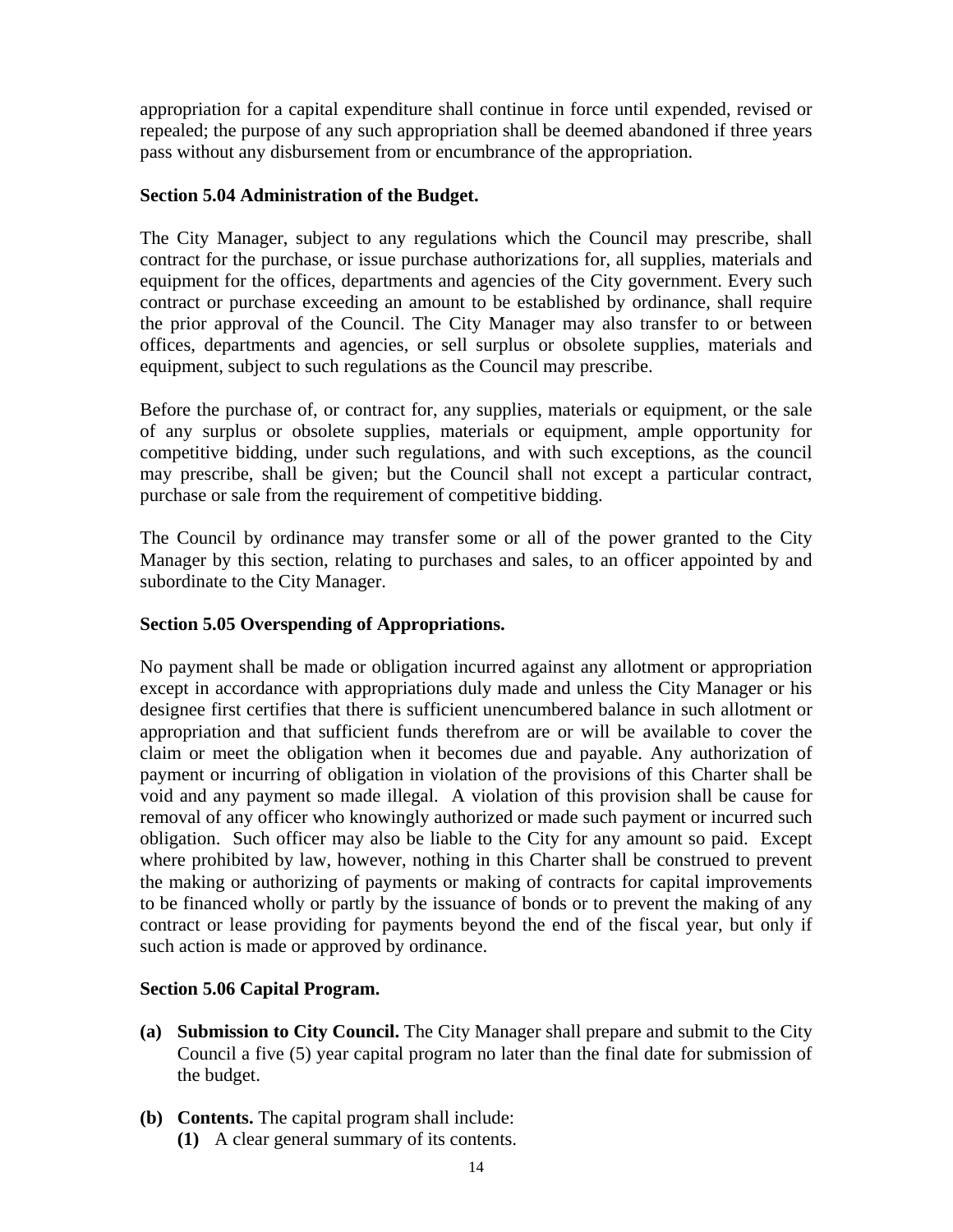appropriation for a capital expenditure shall continue in force until expended, revised or repealed; the purpose of any such appropriation shall be deemed abandoned if three years pass without any disbursement from or encumbrance of the appropriation.

**Section 5.04 Administration of the Budget.**

The City Manager, subject to any regulations which the Council may prescribe, shall contract for the purchase, or issue purchase authorizations for, all supplies, materials and equipment for the offices, departments and agencies of the City government. Every such contract or purchase exceeding an amount to be established by ordinance, shall require the prior approval of the Council. The City Manager may also transfer to or between offices, departments and agencies, or sell surplus or obsolete supplies, materials and equipment, subject to such regulations as the Council may prescribe.

Before the purchase of, or contract for, any supplies, materials or equipment, or the sale of any surplus or obsolete supplies, materials or equipment, ample opportunity for competitive bidding, under such regulations, and with such exceptions, as the council may prescribe, shall be given; but the Council shall not except a particular contract, purchase or sale from the requirement of competitive bidding.

The Council by ordinance may transfer some or all of the power granted to the City Manager by this section, relating to purchases and sales, to an officer appointed by and subordinate to the City Manager.

**Section 5.05 Overspending of Appropriations.**

No payment shall be made or obligation incurred against any allotment or appropriation except in accordance with appropriations duly made and unless the City Manager or his designee first certifies that there is sufficient unencumbered balance in such allotment or appropriation and that sufficient funds therefrom are or will be available to cover the claim or meet the obligation when it becomes due and payable. Any authorization of payment or incurring of obligation in violation of the provisions of this Charter shall be void and any payment so made illegal. A violation of this provision shall be cause for removal of any officer who knowingly authorized or made such payment or incurred such obligation. Such officer may also be liable to the City for any amount so paid. Except where prohibited by law, however, nothing in this Charter shall be construed to prevent the making or authorizing of payments or making of contracts for capital improvements to be financed wholly or partly by the issuance of bonds or to prevent the making of any contract or lease providing for payments beyond the end of the fiscal year, but only if such action is made or approved by ordinance.

**Section 5.06 Capital Program.**

**(a) Submission to City Council.** The City Manager shall prepare and submit to the City Council a five (5) year capital program no later than the final date for submission of the budget.

**(b) Contents.** The capital program shall include:

**(1)** A clear general summary of its contents.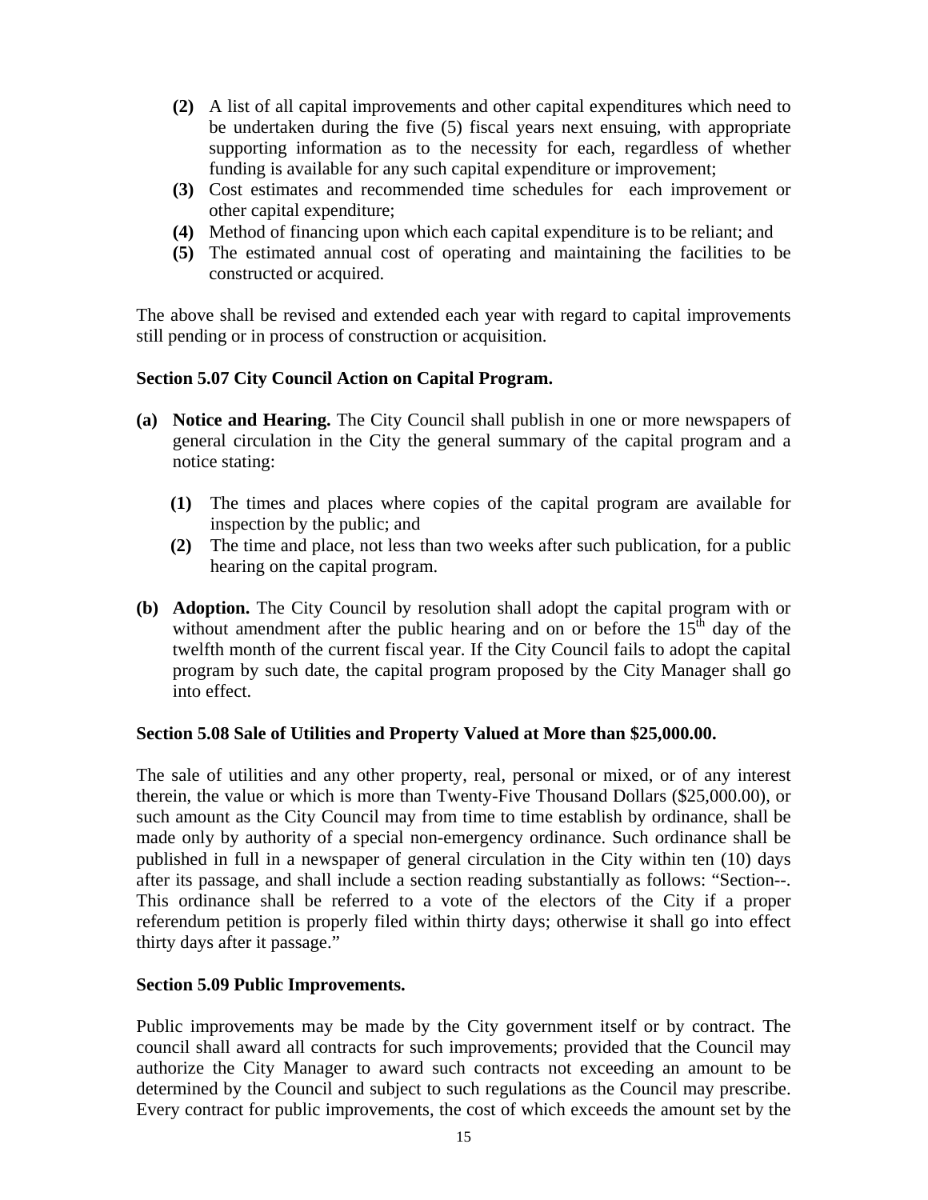**(2)** A list of all capital improvements and other capital expenditures which need to be undertaken during the five (5) fiscal years next ensuing, with appropriate supporting information as to the necessity for each, regardless of whether funding is available for any such capital expenditure or improvement;

**(3)** Cost estimates and recommended time schedules for each improvement or other capital expenditure;

**(4)** Method of financing upon which each capital expenditure is to be reliant; and

**(5)** The estimated annual cost of operating and maintaining the facilities to be constructed or acquired.

The above shall be revised and extended each year with regard to capital improvements still pending or in process of construction or acquisition.

**Section 5.07 City Council Action on Capital Program.**

**(a) Notice and Hearing.** The City Council shall publish in one or more newspapers of general circulation in the City the general summary of the capital program and a notice stating:

**(1)** The times and places where copies of the capital program are available for inspection by the public; and

**(2)** The time and place, not less than two weeks after such publication, for a public hearing on the capital program.

**(b) Adoption.** The City Council by resolution shall adopt the capital program with or without amendment after the public hearing and on or before the 15th day of the twelfth month of the current fiscal year. If the City Council fails to adopt the capital program by such date, the capital program proposed by the City Manager shall go into effect.

**Section 5.08 Sale of Utilities and Property Valued at More than $25,000.00.**

The sale of utilities and any other property, real, personal or mixed, or of any interest therein, the value or which is more than Twenty-Five Thousand Dollars ($25,000.00), or such amount as the City Council may from time to time establish by ordinance, shall be made only by authority of a special non-emergency ordinance. Such ordinance shall be published in full in a newspaper of general circulation in the City within ten (10) days after its passage, and shall include a section reading substantially as follows: "Section--. This ordinance shall be referred to a vote of the electors of the City if a proper referendum petition is properly filed within thirty days; otherwise it shall go into effect thirty days after it passage."

**Section 5.09 Public Improvements.**

Public improvements may be made by the City government itself or by contract. The council shall award all contracts for such improvements; provided that the Council may authorize the City Manager to award such contracts not exceeding an amount to be determined by the Council and subject to such regulations as the Council may prescribe. Every contract for public improvements, the cost of which exceeds the amount set by the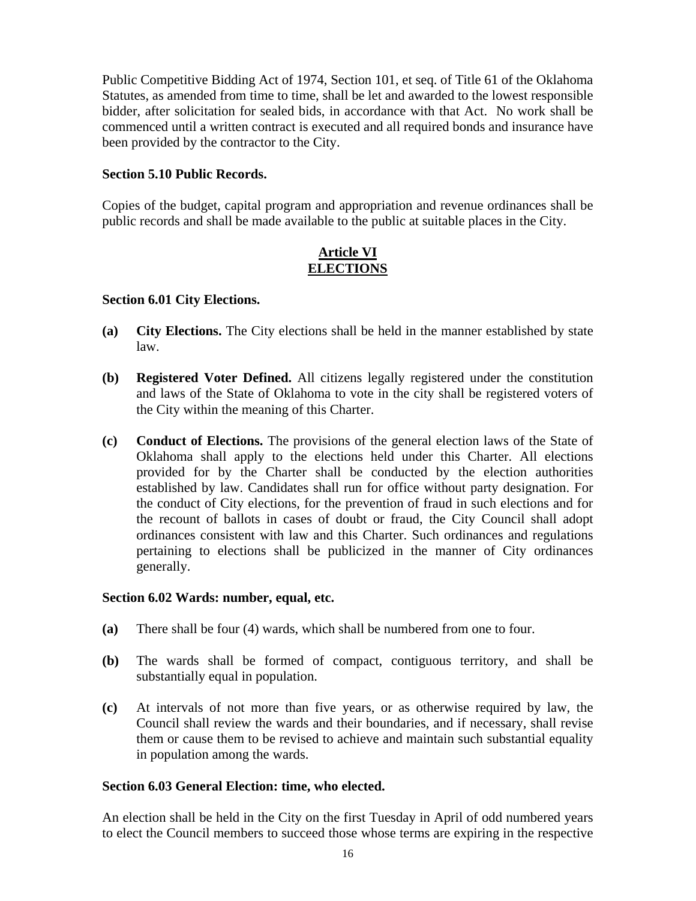Public Competitive Bidding Act of 1974, Section 101, et seq. of Title 61 of the Oklahoma Statutes, as amended from time to time, shall be let and awarded to the lowest responsible bidder, after solicitation for sealed bids, in accordance with that Act. No work shall be commenced until a written contract is executed and all required bonds and insurance have been provided by the contractor to the City.

**Section 5.10 Public Records.**

Copies of the budget, capital program and appropriation and revenue ordinances shall be public records and shall be made available to the public at suitable places in the City.

## Article VI
## ELECTIONS

**Section 6.01 City Elections.**

**(a) City Elections.** The City elections shall be held in the manner established by state law.

**(b) Registered Voter Defined.** All citizens legally registered under the constitution and laws of the State of Oklahoma to vote in the city shall be registered voters of the City within the meaning of this Charter.

**(c) Conduct of Elections.** The provisions of the general election laws of the State of Oklahoma shall apply to the elections held under this Charter. All elections provided for by the Charter shall be conducted by the election authorities established by law. Candidates shall run for office without party designation. For the conduct of City elections, for the prevention of fraud in such elections and for the recount of ballots in cases of doubt or fraud, the City Council shall adopt ordinances consistent with law and this Charter. Such ordinances and regulations pertaining to elections shall be publicized in the manner of City ordinances generally.

**Section 6.02 Wards: number, equal, etc.**

**(a)** There shall be four (4) wards, which shall be numbered from one to four.

**(b)** The wards shall be formed of compact, contiguous territory, and shall be substantially equal in population.

**(c)** At intervals of not more than five years, or as otherwise required by law, the Council shall review the wards and their boundaries, and if necessary, shall revise them or cause them to be revised to achieve and maintain such substantial equality in population among the wards.

**Section 6.03 General Election: time, who elected.**

An election shall be held in the City on the first Tuesday in April of odd numbered years to elect the Council members to succeed those whose terms are expiring in the respective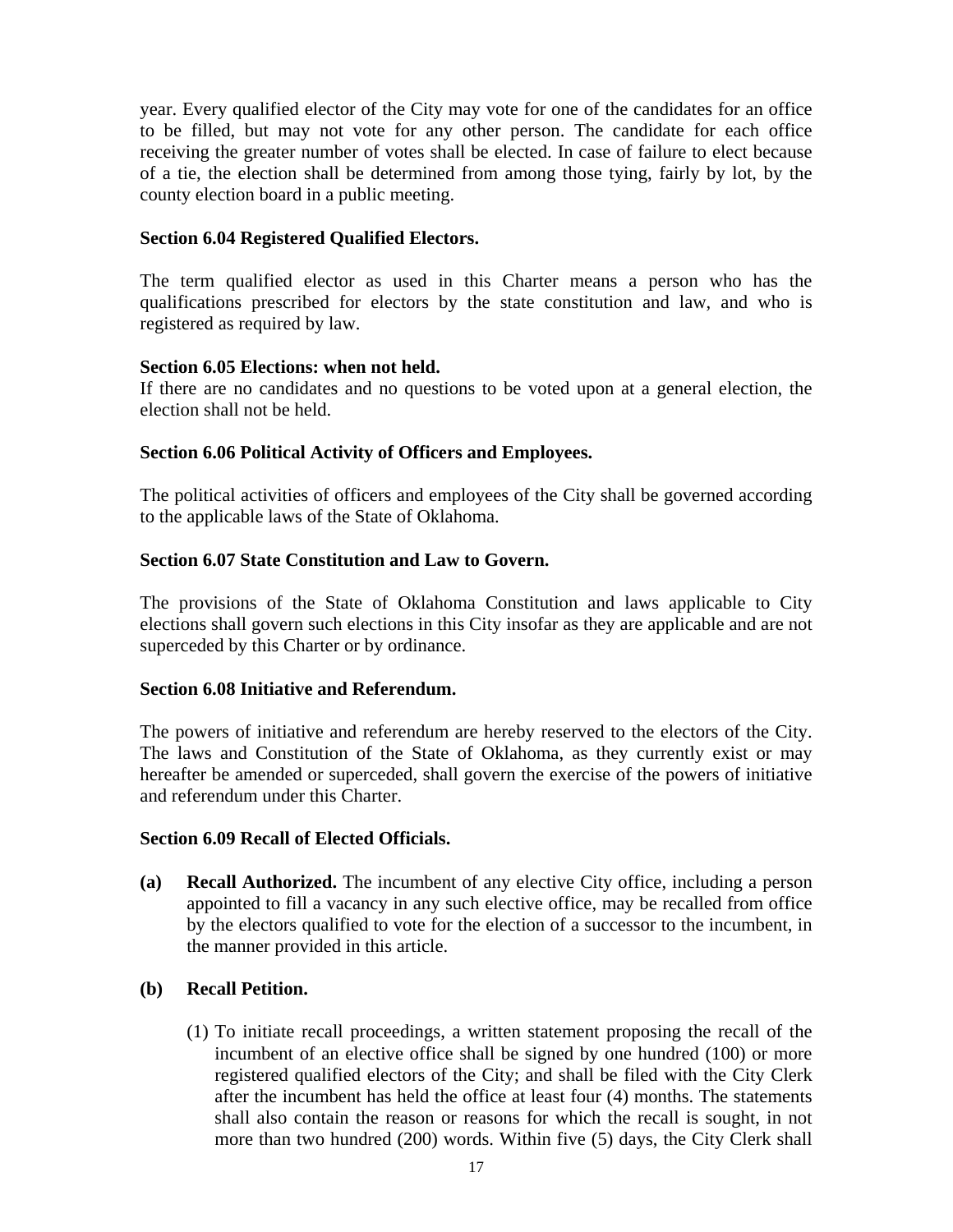year. Every qualified elector of the City may vote for one of the candidates for an office to be filled, but may not vote for any other person. The candidate for each office receiving the greater number of votes shall be elected. In case of failure to elect because of a tie, the election shall be determined from among those tying, fairly by lot, by the county election board in a public meeting.

**Section 6.04 Registered Qualified Electors.**

The term qualified elector as used in this Charter means a person who has the qualifications prescribed for electors by the state constitution and law, and who is registered as required by law.

**Section 6.05 Elections: when not held.**

If there are no candidates and no questions to be voted upon at a general election, the election shall not be held.

**Section 6.06 Political Activity of Officers and Employees.**

The political activities of officers and employees of the City shall be governed according to the applicable laws of the State of Oklahoma.

**Section 6.07 State Constitution and Law to Govern.**

The provisions of the State of Oklahoma Constitution and laws applicable to City elections shall govern such elections in this City insofar as they are applicable and are not superceded by this Charter or by ordinance.

**Section 6.08 Initiative and Referendum.**

The powers of initiative and referendum are hereby reserved to the electors of the City. The laws and Constitution of the State of Oklahoma, as they currently exist or may hereafter be amended or superceded, shall govern the exercise of the powers of initiative and referendum under this Charter.

**Section 6.09 Recall of Elected Officials.**

**(a) Recall Authorized.** The incumbent of any elective City office, including a person appointed to fill a vacancy in any such elective office, may be recalled from office by the electors qualified to vote for the election of a successor to the incumbent, in the manner provided in this article.

**(b) Recall Petition.**

(1) To initiate recall proceedings, a written statement proposing the recall of the incumbent of an elective office shall be signed by one hundred (100) or more registered qualified electors of the City; and shall be filed with the City Clerk after the incumbent has held the office at least four (4) months. The statements shall also contain the reason or reasons for which the recall is sought, in not more than two hundred (200) words. Within five (5) days, the City Clerk shall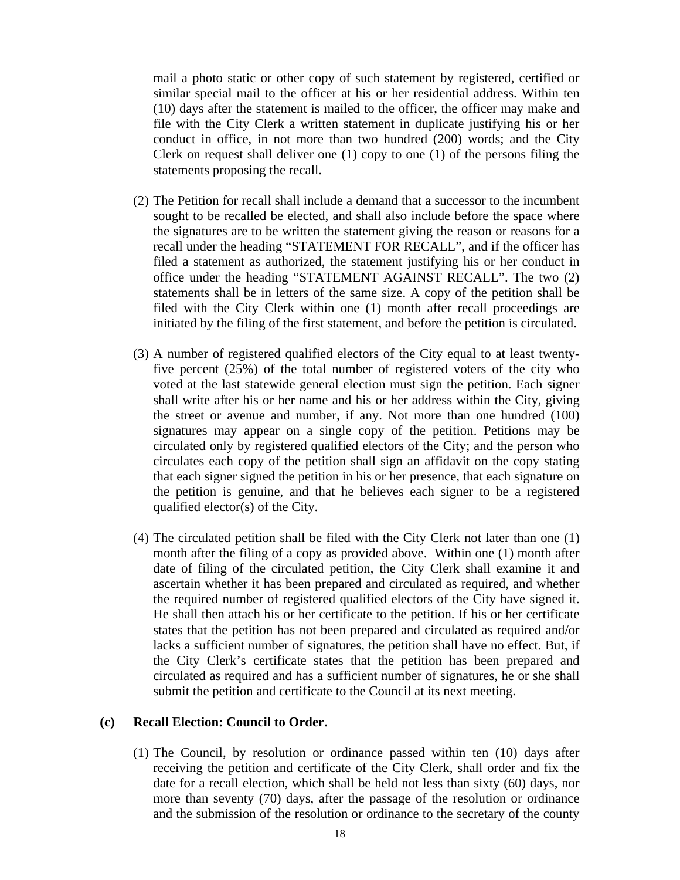mail a photo static or other copy of such statement by registered, certified or similar special mail to the officer at his or her residential address. Within ten (10) days after the statement is mailed to the officer, the officer may make and file with the City Clerk a written statement in duplicate justifying his or her conduct in office, in not more than two hundred (200) words; and the City Clerk on request shall deliver one (1) copy to one (1) of the persons filing the statements proposing the recall.

(2) The Petition for recall shall include a demand that a successor to the incumbent sought to be recalled be elected, and shall also include before the space where the signatures are to be written the statement giving the reason or reasons for a recall under the heading "STATEMENT FOR RECALL", and if the officer has filed a statement as authorized, the statement justifying his or her conduct in office under the heading "STATEMENT AGAINST RECALL". The two (2) statements shall be in letters of the same size. A copy of the petition shall be filed with the City Clerk within one (1) month after recall proceedings are initiated by the filing of the first statement, and before the petition is circulated.

(3) A number of registered qualified electors of the City equal to at least twenty-five percent (25%) of the total number of registered voters of the city who voted at the last statewide general election must sign the petition. Each signer shall write after his or her name and his or her address within the City, giving the street or avenue and number, if any. Not more than one hundred (100) signatures may appear on a single copy of the petition. Petitions may be circulated only by registered qualified electors of the City; and the person who circulates each copy of the petition shall sign an affidavit on the copy stating that each signer signed the petition in his or her presence, that each signature on the petition is genuine, and that he believes each signer to be a registered qualified elector(s) of the City.

(4) The circulated petition shall be filed with the City Clerk not later than one (1) month after the filing of a copy as provided above. Within one (1) month after date of filing of the circulated petition, the City Clerk shall examine it and ascertain whether it has been prepared and circulated as required, and whether the required number of registered qualified electors of the City have signed it. He shall then attach his or her certificate to the petition. If his or her certificate states that the petition has not been prepared and circulated as required and/or lacks a sufficient number of signatures, the petition shall have no effect. But, if the City Clerk's certificate states that the petition has been prepared and circulated as required and has a sufficient number of signatures, he or she shall submit the petition and certificate to the Council at its next meeting.

**(c) Recall Election: Council to Order.**

(1) The Council, by resolution or ordinance passed within ten (10) days after receiving the petition and certificate of the City Clerk, shall order and fix the date for a recall election, which shall be held not less than sixty (60) days, nor more than seventy (70) days, after the passage of the resolution or ordinance and the submission of the resolution or ordinance to the secretary of the county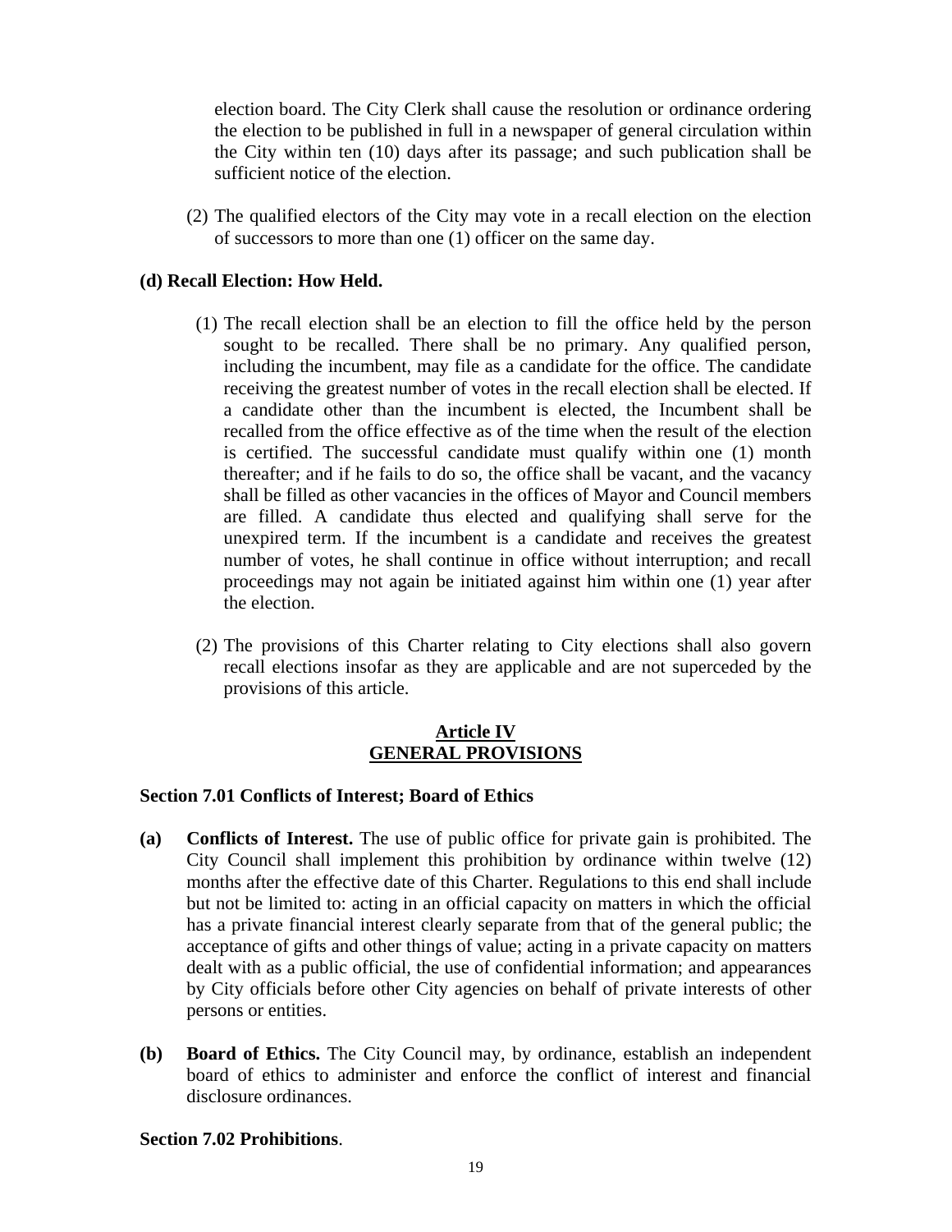election board. The City Clerk shall cause the resolution or ordinance ordering the election to be published in full in a newspaper of general circulation within the City within ten (10) days after its passage; and such publication shall be sufficient notice of the election.

(2) The qualified electors of the City may vote in a recall election on the election of successors to more than one (1) officer on the same day.

**(d) Recall Election: How Held.**

(1) The recall election shall be an election to fill the office held by the person sought to be recalled. There shall be no primary. Any qualified person, including the incumbent, may file as a candidate for the office. The candidate receiving the greatest number of votes in the recall election shall be elected. If a candidate other than the incumbent is elected, the Incumbent shall be recalled from the office effective as of the time when the result of the election is certified. The successful candidate must qualify within one (1) month thereafter; and if he fails to do so, the office shall be vacant, and the vacancy shall be filled as other vacancies in the offices of Mayor and Council members are filled. A candidate thus elected and qualifying shall serve for the unexpired term. If the incumbent is a candidate and receives the greatest number of votes, he shall continue in office without interruption; and recall proceedings may not again be initiated against him within one (1) year after the election.

(2) The provisions of this Charter relating to City elections shall also govern recall elections insofar as they are applicable and are not superceded by the provisions of this article.

## Article IV
## GENERAL PROVISIONS

**Section 7.01 Conflicts of Interest; Board of Ethics**

**(a) Conflicts of Interest.** The use of public office for private gain is prohibited. The City Council shall implement this prohibition by ordinance within twelve (12) months after the effective date of this Charter. Regulations to this end shall include but not be limited to: acting in an official capacity on matters in which the official has a private financial interest clearly separate from that of the general public; the acceptance of gifts and other things of value; acting in a private capacity on matters dealt with as a public official, the use of confidential information; and appearances by City officials before other City agencies on behalf of private interests of other persons or entities.

**(b) Board of Ethics.** The City Council may, by ordinance, establish an independent board of ethics to administer and enforce the conflict of interest and financial disclosure ordinances.

**Section 7.02 Prohibitions**.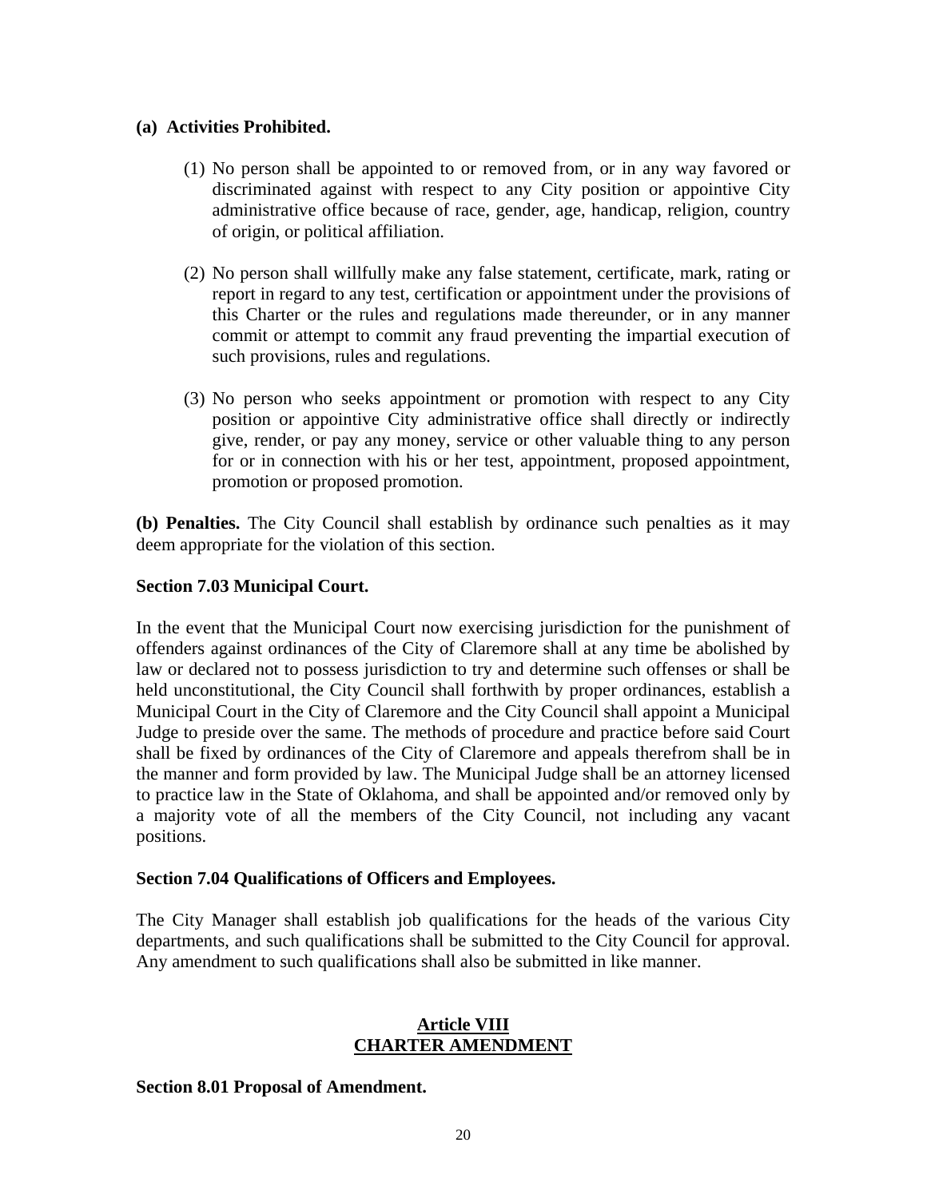**(a) Activities Prohibited.**

(1) No person shall be appointed to or removed from, or in any way favored or discriminated against with respect to any City position or appointive City administrative office because of race, gender, age, handicap, religion, country of origin, or political affiliation.

(2) No person shall willfully make any false statement, certificate, mark, rating or report in regard to any test, certification or appointment under the provisions of this Charter or the rules and regulations made thereunder, or in any manner commit or attempt to commit any fraud preventing the impartial execution of such provisions, rules and regulations.

(3) No person who seeks appointment or promotion with respect to any City position or appointive City administrative office shall directly or indirectly give, render, or pay any money, service or other valuable thing to any person for or in connection with his or her test, appointment, proposed appointment, promotion or proposed promotion.

**(b) Penalties.** The City Council shall establish by ordinance such penalties as it may deem appropriate for the violation of this section.

**Section 7.03 Municipal Court.**

In the event that the Municipal Court now exercising jurisdiction for the punishment of offenders against ordinances of the City of Claremore shall at any time be abolished by law or declared not to possess jurisdiction to try and determine such offenses or shall be held unconstitutional, the City Council shall forthwith by proper ordinances, establish a Municipal Court in the City of Claremore and the City Council shall appoint a Municipal Judge to preside over the same. The methods of procedure and practice before said Court shall be fixed by ordinances of the City of Claremore and appeals therefrom shall be in the manner and form provided by law. The Municipal Judge shall be an attorney licensed to practice law in the State of Oklahoma, and shall be appointed and/or removed only by a majority vote of all the members of the City Council, not including any vacant positions.

**Section 7.04 Qualifications of Officers and Employees.**

The City Manager shall establish job qualifications for the heads of the various City departments, and such qualifications shall be submitted to the City Council for approval. Any amendment to such qualifications shall also be submitted in like manner.

## Article VIII
## CHARTER AMENDMENT

**Section 8.01 Proposal of Amendment.**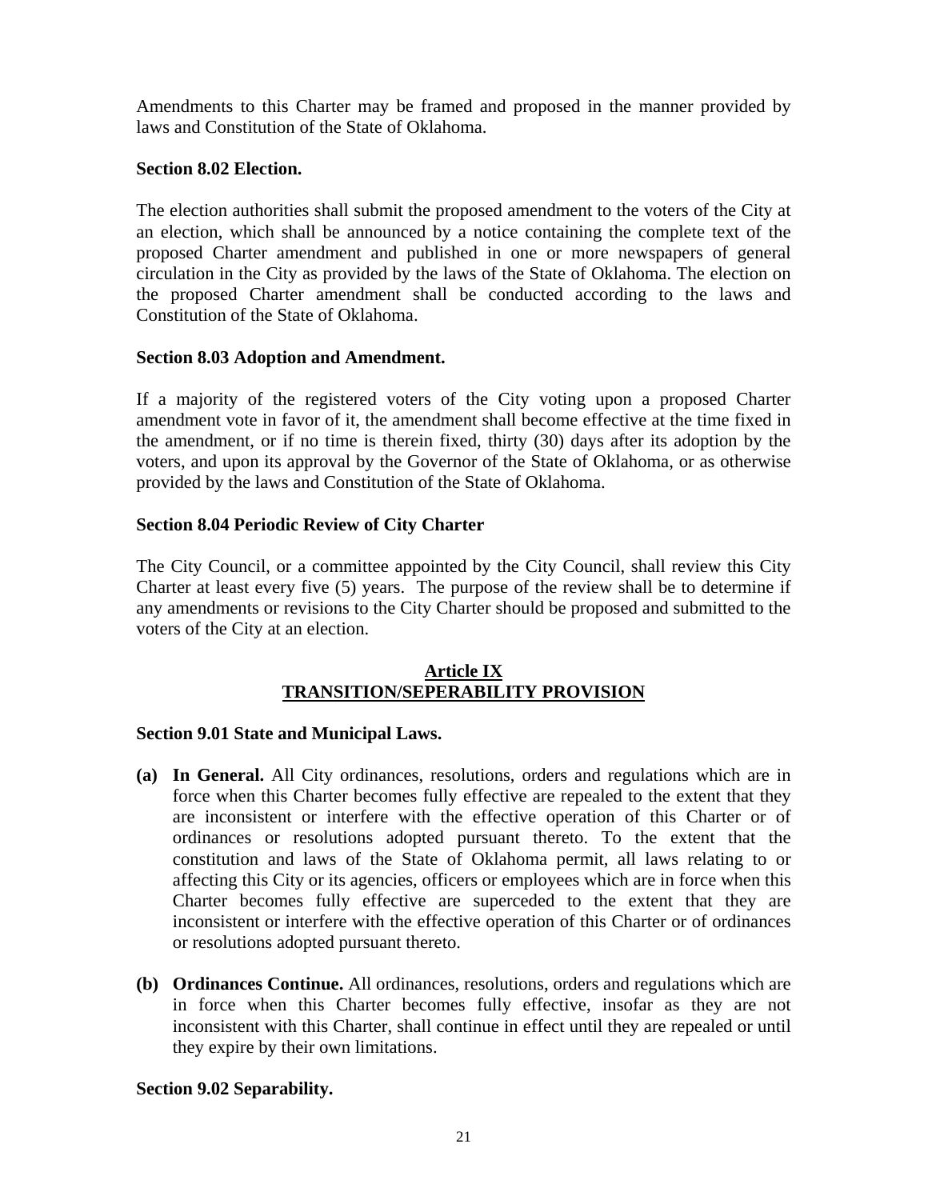Amendments to this Charter may be framed and proposed in the manner provided by laws and Constitution of the State of Oklahoma.

**Section 8.02 Election.**

The election authorities shall submit the proposed amendment to the voters of the City at an election, which shall be announced by a notice containing the complete text of the proposed Charter amendment and published in one or more newspapers of general circulation in the City as provided by the laws of the State of Oklahoma. The election on the proposed Charter amendment shall be conducted according to the laws and Constitution of the State of Oklahoma.

**Section 8.03 Adoption and Amendment.**

If a majority of the registered voters of the City voting upon a proposed Charter amendment vote in favor of it, the amendment shall become effective at the time fixed in the amendment, or if no time is therein fixed, thirty (30) days after its adoption by the voters, and upon its approval by the Governor of the State of Oklahoma, or as otherwise provided by the laws and Constitution of the State of Oklahoma.

**Section 8.04 Periodic Review of City Charter**

The City Council, or a committee appointed by the City Council, shall review this City Charter at least every five (5) years. The purpose of the review shall be to determine if any amendments or revisions to the City Charter should be proposed and submitted to the voters of the City at an election.

## Article IX
## TRANSITION/SEPERABILITY PROVISION

**Section 9.01 State and Municipal Laws.**

**(a) In General.** All City ordinances, resolutions, orders and regulations which are in force when this Charter becomes fully effective are repealed to the extent that they are inconsistent or interfere with the effective operation of this Charter or of ordinances or resolutions adopted pursuant thereto. To the extent that the constitution and laws of the State of Oklahoma permit, all laws relating to or affecting this City or its agencies, officers or employees which are in force when this Charter becomes fully effective are superceded to the extent that they are inconsistent or interfere with the effective operation of this Charter or of ordinances or resolutions adopted pursuant thereto.

**(b) Ordinances Continue.** All ordinances, resolutions, orders and regulations which are in force when this Charter becomes fully effective, insofar as they are not inconsistent with this Charter, shall continue in effect until they are repealed or until they expire by their own limitations.

**Section 9.02 Separability.**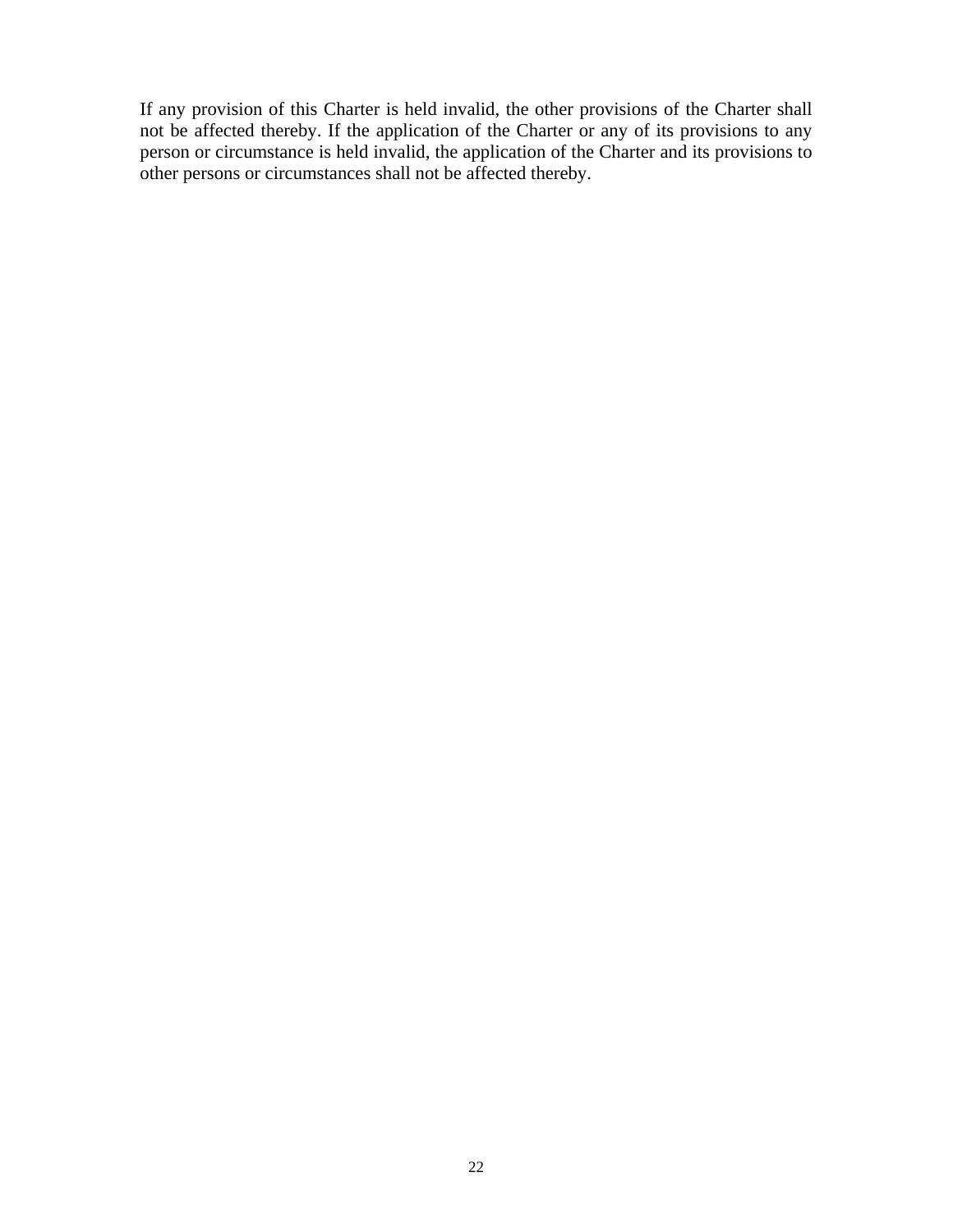If any provision of this Charter is held invalid, the other provisions of the Charter shall not be affected thereby. If the application of the Charter or any of its provisions to any person or circumstance is held invalid, the application of the Charter and its provisions to other persons or circumstances shall not be affected thereby.